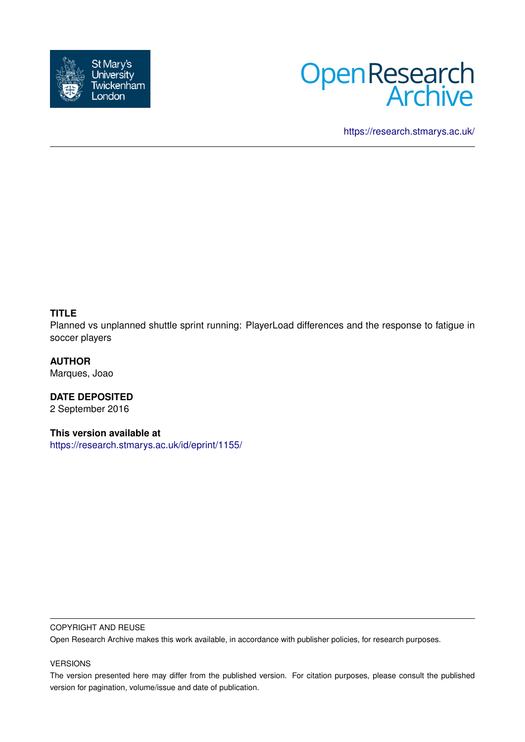St Mary's University Twickenham London

Open Research Archive

https://research.stmarys.ac.uk/

**TITLE**

Planned vs unplanned shuttle sprint running: PlayerLoad differences and the response to fatigue in soccer players

**AUTHOR**

Marques, Joao

**DATE DEPOSITED**

2 September 2016

**This version available at**

https://research.stmarys.ac.uk/id/eprint/1155/

COPYRIGHT AND REUSE

Open Research Archive makes this work available, in accordance with publisher policies, for research purposes.

VERSIONS

The version presented here may differ from the published version. For citation purposes, please consult the published version for pagination, volume/issue and date of publication.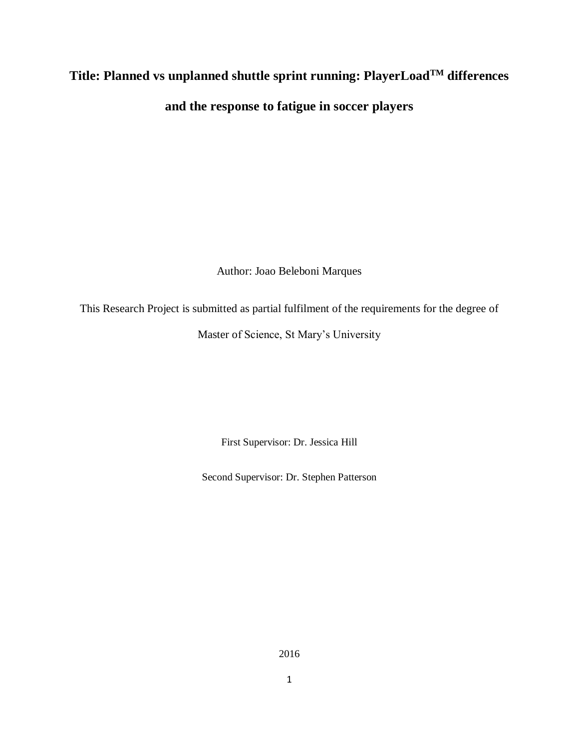# Title: Planned vs unplanned shuttle sprint running: PlayerLoad$^{TM}$ differences and the response to fatigue in soccer players

Author: Joao Beleboni Marques

This Research Project is submitted as partial fulfilment of the requirements for the degree of Master of Science, St Mary's University

First Supervisor: Dr. Jessica Hill

Second Supervisor: Dr. Stephen Patterson

2016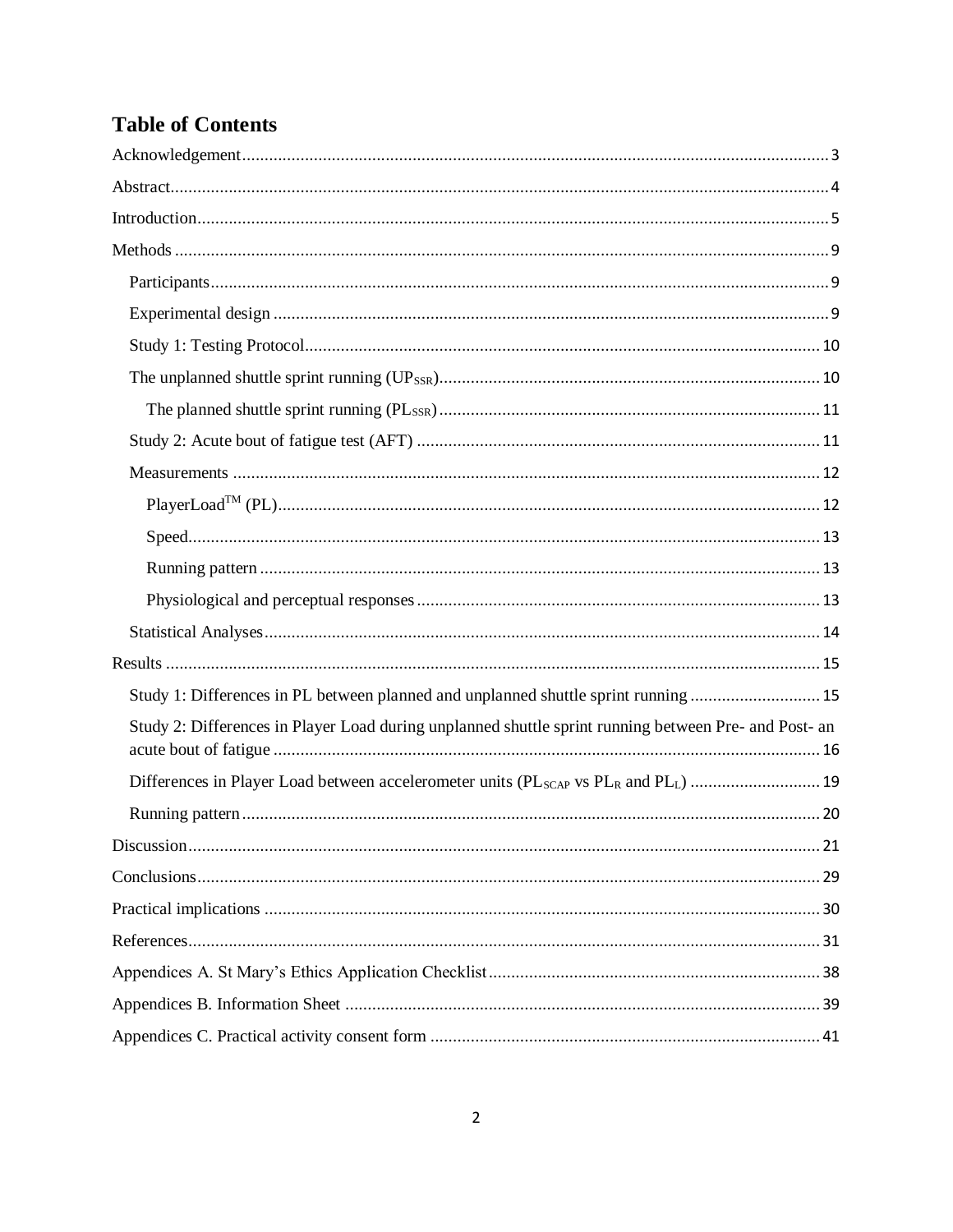# Table of Contents

Acknowledgement ........................................................ 3

Abstract ........................................................ 4

Introduction ........................................................ 5

Methods ........................................................ 9

- Participants ........................................................ 9
- Experimental design ........................................................ 9
- Study 1: Testing Protocol ........................................................ 10
- The unplanned shuttle sprint running ($UP_{SSR}$) ........................................................ 10
  - The planned shuttle sprint running ($PL_{SSR}$) ........................................................ 11
- Study 2: Acute bout of fatigue test (AFT) ........................................................ 11
- Measurements ........................................................ 12
  - PlayerLoad$^{TM}$ (PL) ........................................................ 12
  - Speed ........................................................ 13
  - Running pattern ........................................................ 13
  - Physiological and perceptual responses ........................................................ 13
- Statistical Analyses ........................................................ 14

Results ........................................................ 15

- Study 1: Differences in PL between planned and unplanned shuttle sprint running ........................................................ 15
- Study 2: Differences in Player Load during unplanned shuttle sprint running between Pre- and Post- an acute bout of fatigue ........................................................ 16
- Differences in Player Load between accelerometer units ($PL_{SCAP}$ vs $PL_R$ and $PL_L$) ........................................................ 19
- Running pattern ........................................................ 20

Discussion ........................................................ 21

Conclusions ........................................................ 29

Practical implications ........................................................ 30

References ........................................................ 31

Appendices A. St Mary's Ethics Application Checklist ........................................................ 38

Appendices B. Information Sheet ........................................................ 39

Appendices C. Practical activity consent form ........................................................ 41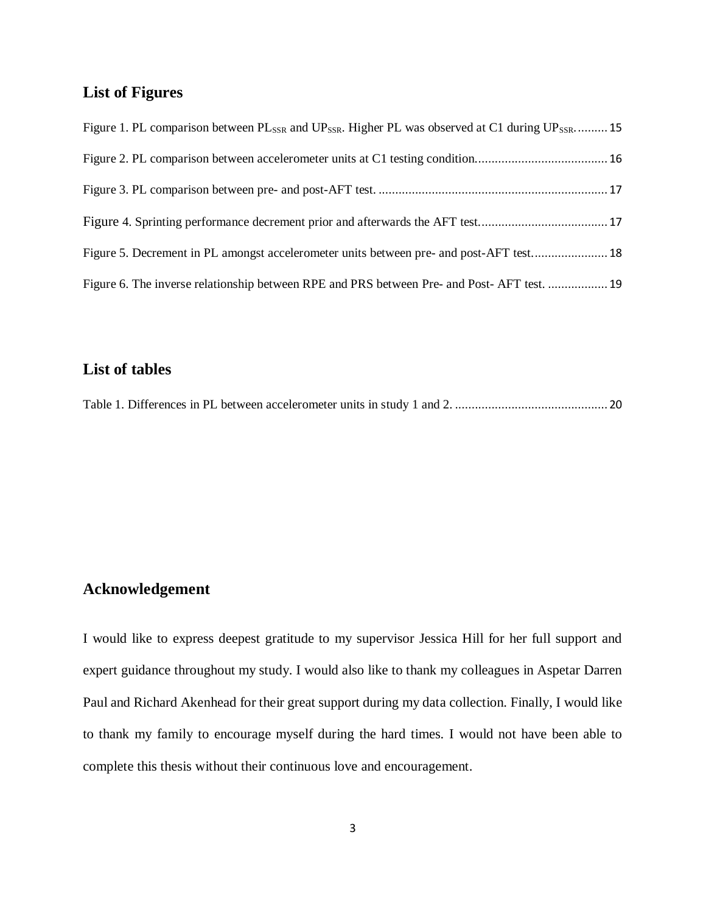## List of Figures

Figure 1. PL comparison between $PL_{SSR}$ and $UP_{SSR}$. Higher PL was observed at C1 during $UP_{SSR}$. ......... 15

Figure 2. PL comparison between accelerometer units at C1 testing condition........................................ 16

Figure 3. PL comparison between pre- and post-AFT test. ..................................................................... 17

Figure 4. Sprinting performance decrement prior and afterwards the AFT test....................................... 17

Figure 5. Decrement in PL amongst accelerometer units between pre- and post-AFT test....................... 18

Figure 6. The inverse relationship between RPE and PRS between Pre- and Post- AFT test. .................. 19

## List of tables

Table 1. Differences in PL between accelerometer units in study 1 and 2. .............................................. 20

## Acknowledgement

I would like to express deepest gratitude to my supervisor Jessica Hill for her full support and expert guidance throughout my study. I would also like to thank my colleagues in Aspetar Darren Paul and Richard Akenhead for their great support during my data collection. Finally, I would like to thank my family to encourage myself during the hard times. I would not have been able to complete this thesis without their continuous love and encouragement.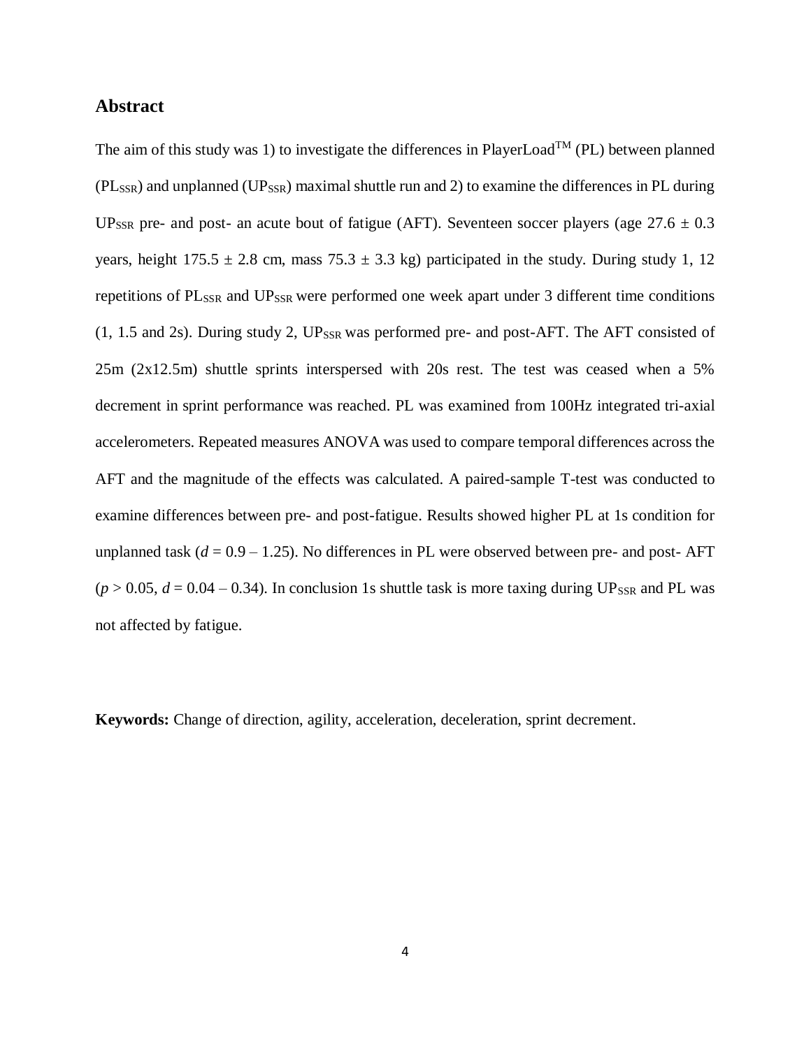## Abstract

The aim of this study was 1) to investigate the differences in PlayerLoad$^{TM}$ (PL) between planned ($PL_{SSR}$) and unplanned ($UP_{SSR}$) maximal shuttle run and 2) to examine the differences in PL during $UP_{SSR}$ pre- and post- an acute bout of fatigue (AFT). Seventeen soccer players (age 27.6 ± 0.3 years, height 175.5 ± 2.8 cm, mass 75.3 ± 3.3 kg) participated in the study. During study 1, 12 repetitions of $PL_{SSR}$ and $UP_{SSR}$ were performed one week apart under 3 different time conditions (1, 1.5 and 2s). During study 2, $UP_{SSR}$ was performed pre- and post-AFT. The AFT consisted of 25m (2x12.5m) shuttle sprints interspersed with 20s rest. The test was ceased when a 5% decrement in sprint performance was reached. PL was examined from 100Hz integrated tri-axial accelerometers. Repeated measures ANOVA was used to compare temporal differences across the AFT and the magnitude of the effects was calculated. A paired-sample T-test was conducted to examine differences between pre- and post-fatigue. Results showed higher PL at 1s condition for unplanned task ($d = 0.9 – 1.25$). No differences in PL were observed between pre- and post- AFT ($p > 0.05$, $d = 0.04 – 0.34$). In conclusion 1s shuttle task is more taxing during $UP_{SSR}$ and PL was not affected by fatigue.

**Keywords:** Change of direction, agility, acceleration, deceleration, sprint decrement.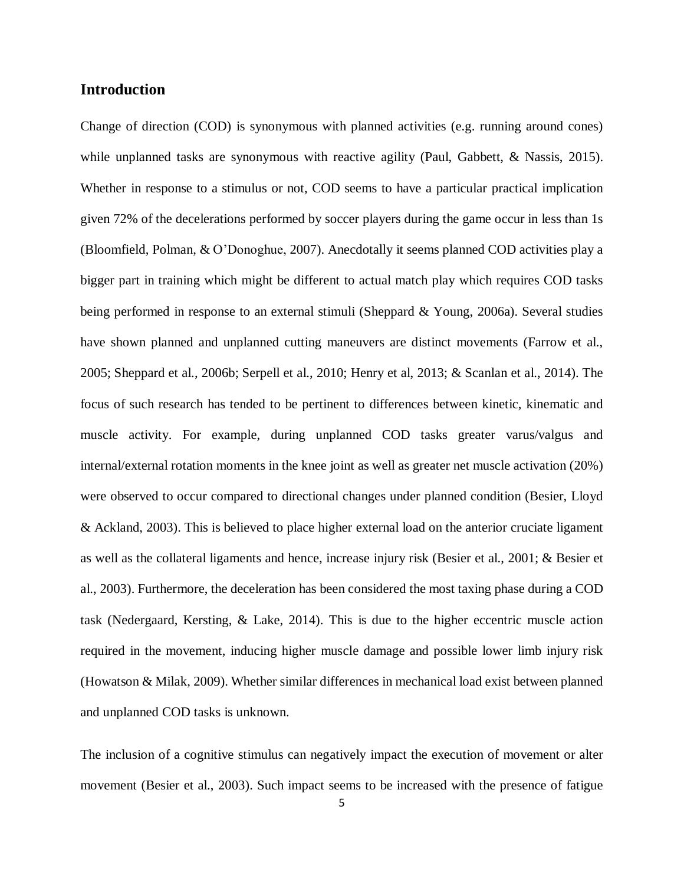## Introduction

Change of direction (COD) is synonymous with planned activities (e.g. running around cones) while unplanned tasks are synonymous with reactive agility (Paul, Gabbett, & Nassis, 2015). Whether in response to a stimulus or not, COD seems to have a particular practical implication given 72% of the decelerations performed by soccer players during the game occur in less than 1s (Bloomfield, Polman, & O'Donoghue, 2007). Anecdotally it seems planned COD activities play a bigger part in training which might be different to actual match play which requires COD tasks being performed in response to an external stimuli (Sheppard & Young, 2006a). Several studies have shown planned and unplanned cutting maneuvers are distinct movements (Farrow et al., 2005; Sheppard et al., 2006b; Serpell et al., 2010; Henry et al, 2013; & Scanlan et al., 2014). The focus of such research has tended to be pertinent to differences between kinetic, kinematic and muscle activity. For example, during unplanned COD tasks greater varus/valgus and internal/external rotation moments in the knee joint as well as greater net muscle activation (20%) were observed to occur compared to directional changes under planned condition (Besier, Lloyd & Ackland, 2003). This is believed to place higher external load on the anterior cruciate ligament as well as the collateral ligaments and hence, increase injury risk (Besier et al., 2001; & Besier et al., 2003). Furthermore, the deceleration has been considered the most taxing phase during a COD task (Nedergaard, Kersting, & Lake, 2014). This is due to the higher eccentric muscle action required in the movement, inducing higher muscle damage and possible lower limb injury risk (Howatson & Milak, 2009). Whether similar differences in mechanical load exist between planned and unplanned COD tasks is unknown.

The inclusion of a cognitive stimulus can negatively impact the execution of movement or alter movement (Besier et al., 2003). Such impact seems to be increased with the presence of fatigue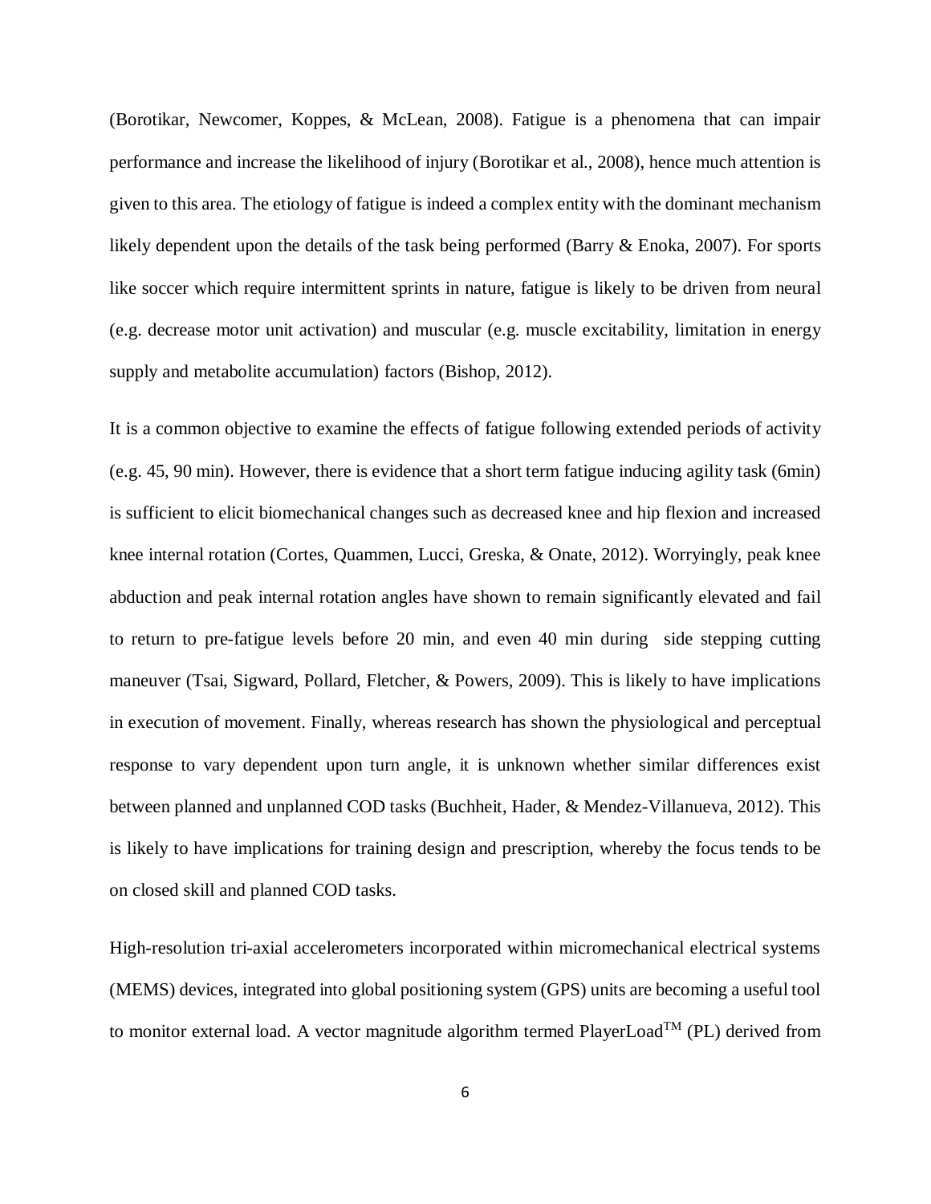(Borotikar, Newcomer, Koppes, & McLean, 2008). Fatigue is a phenomena that can impair performance and increase the likelihood of injury (Borotikar et al., 2008), hence much attention is given to this area. The etiology of fatigue is indeed a complex entity with the dominant mechanism likely dependent upon the details of the task being performed (Barry & Enoka, 2007). For sports like soccer which require intermittent sprints in nature, fatigue is likely to be driven from neural (e.g. decrease motor unit activation) and muscular (e.g. muscle excitability, limitation in energy supply and metabolite accumulation) factors (Bishop, 2012).

It is a common objective to examine the effects of fatigue following extended periods of activity (e.g. 45, 90 min). However, there is evidence that a short term fatigue inducing agility task (6min) is sufficient to elicit biomechanical changes such as decreased knee and hip flexion and increased knee internal rotation (Cortes, Quammen, Lucci, Greska, & Onate, 2012). Worryingly, peak knee abduction and peak internal rotation angles have shown to remain significantly elevated and fail to return to pre-fatigue levels before 20 min, and even 40 min during side stepping cutting maneuver (Tsai, Sigward, Pollard, Fletcher, & Powers, 2009). This is likely to have implications in execution of movement. Finally, whereas research has shown the physiological and perceptual response to vary dependent upon turn angle, it is unknown whether similar differences exist between planned and unplanned COD tasks (Buchheit, Hader, & Mendez-Villanueva, 2012). This is likely to have implications for training design and prescription, whereby the focus tends to be on closed skill and planned COD tasks.

High-resolution tri-axial accelerometers incorporated within micromechanical electrical systems (MEMS) devices, integrated into global positioning system (GPS) units are becoming a useful tool to monitor external load. A vector magnitude algorithm termed PlayerLoad$^{TM}$ (PL) derived from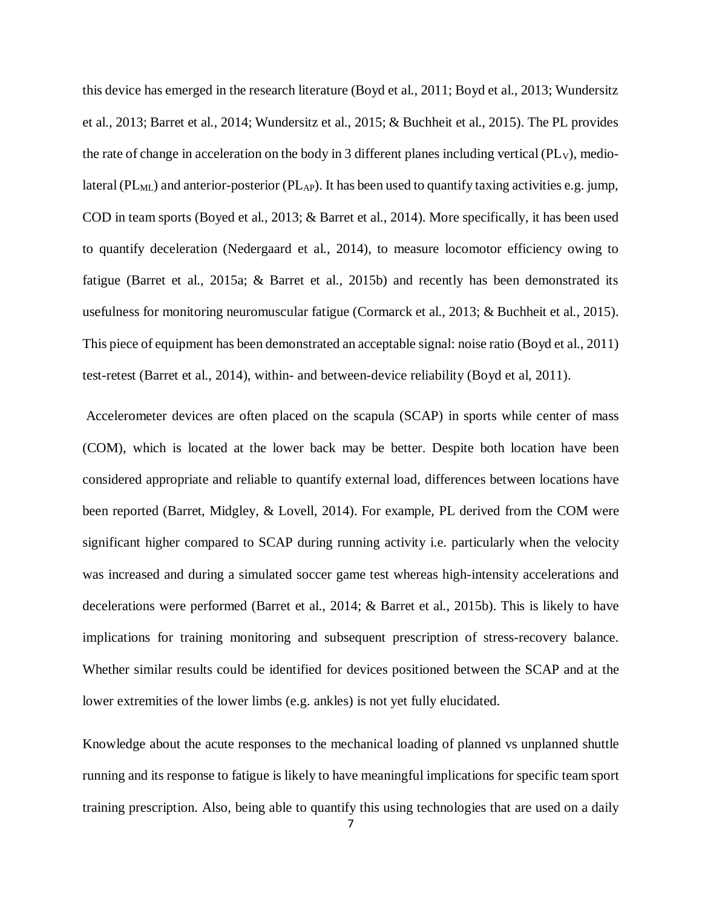this device has emerged in the research literature (Boyd et al., 2011; Boyd et al., 2013; Wundersitz et al., 2013; Barret et al., 2014; Wundersitz et al., 2015; & Buchheit et al., 2015). The PL provides the rate of change in acceleration on the body in 3 different planes including vertical ($PL_V$), medio-lateral ($PL_{ML}$) and anterior-posterior ($PL_{AP}$). It has been used to quantify taxing activities e.g. jump, COD in team sports (Boyed et al., 2013; & Barret et al., 2014). More specifically, it has been used to quantify deceleration (Nedergaard et al., 2014), to measure locomotor efficiency owing to fatigue (Barret et al., 2015a; & Barret et al., 2015b) and recently has been demonstrated its usefulness for monitoring neuromuscular fatigue (Cormarck et al., 2013; & Buchheit et al., 2015). This piece of equipment has been demonstrated an acceptable signal: noise ratio (Boyd et al., 2011) test-retest (Barret et al., 2014), within- and between-device reliability (Boyd et al, 2011).

Accelerometer devices are often placed on the scapula (SCAP) in sports while center of mass (COM), which is located at the lower back may be better. Despite both location have been considered appropriate and reliable to quantify external load, differences between locations have been reported (Barret, Midgley, & Lovell, 2014). For example, PL derived from the COM were significant higher compared to SCAP during running activity i.e. particularly when the velocity was increased and during a simulated soccer game test whereas high-intensity accelerations and decelerations were performed (Barret et al., 2014; & Barret et al., 2015b). This is likely to have implications for training monitoring and subsequent prescription of stress-recovery balance. Whether similar results could be identified for devices positioned between the SCAP and at the lower extremities of the lower limbs (e.g. ankles) is not yet fully elucidated.

Knowledge about the acute responses to the mechanical loading of planned vs unplanned shuttle running and its response to fatigue is likely to have meaningful implications for specific team sport training prescription. Also, being able to quantify this using technologies that are used on a daily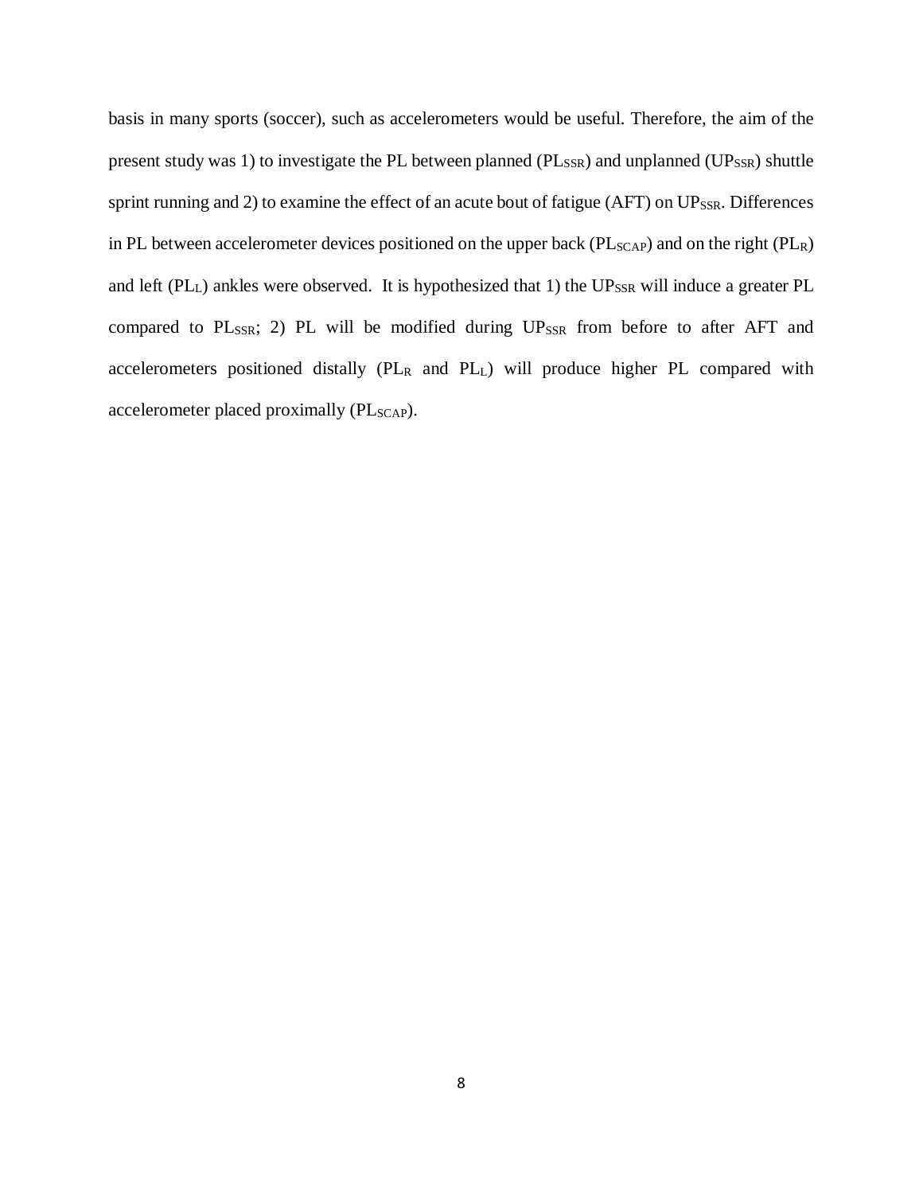basis in many sports (soccer), such as accelerometers would be useful. Therefore, the aim of the present study was 1) to investigate the PL between planned ($PL_{SSR}$) and unplanned ($UP_{SSR}$) shuttle sprint running and 2) to examine the effect of an acute bout of fatigue (AFT) on $UP_{SSR}$. Differences in PL between accelerometer devices positioned on the upper back ($PL_{SCAP}$) and on the right ($PL_{R}$) and left ($PL_{L}$) ankles were observed. It is hypothesized that 1) the $UP_{SSR}$ will induce a greater PL compared to $PL_{SSR}$; 2) PL will be modified during $UP_{SSR}$ from before to after AFT and accelerometers positioned distally ($PL_{R}$ and $PL_{L}$) will produce higher PL compared with accelerometer placed proximally ($PL_{SCAP}$).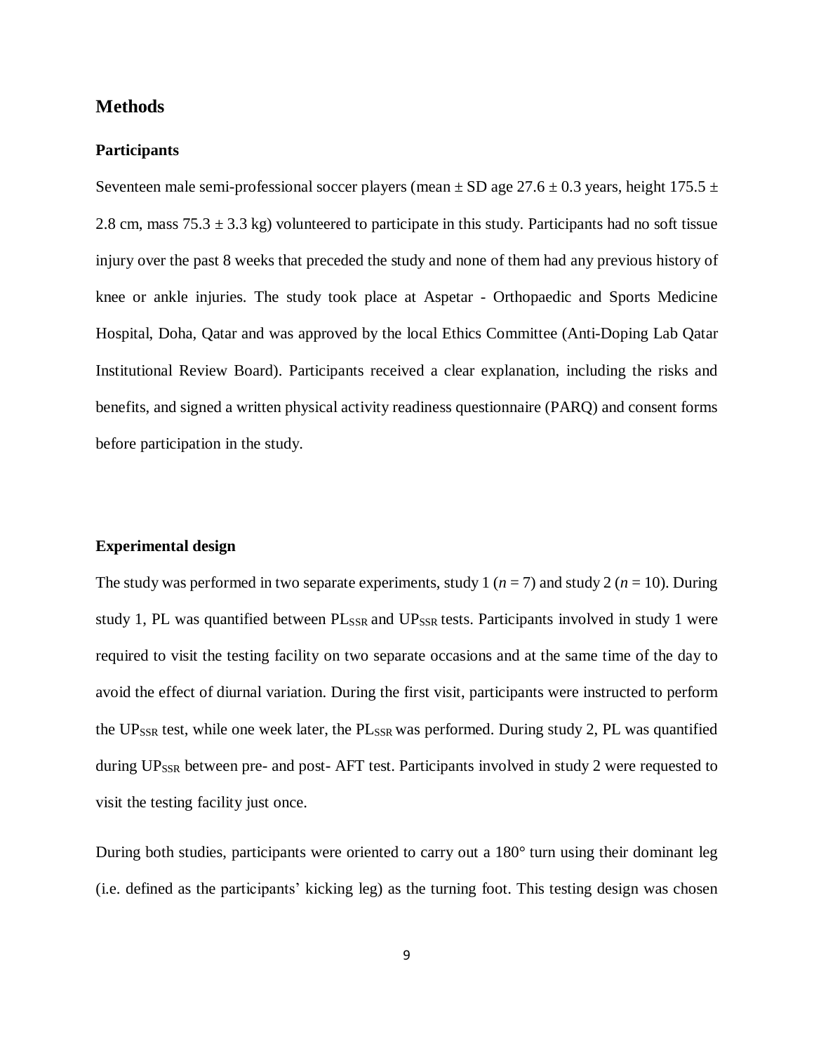## Methods

### Participants

Seventeen male semi-professional soccer players (mean ± SD age 27.6 ± 0.3 years, height 175.5 ± 2.8 cm, mass 75.3 ± 3.3 kg) volunteered to participate in this study. Participants had no soft tissue injury over the past 8 weeks that preceded the study and none of them had any previous history of knee or ankle injuries. The study took place at Aspetar - Orthopaedic and Sports Medicine Hospital, Doha, Qatar and was approved by the local Ethics Committee (Anti-Doping Lab Qatar Institutional Review Board). Participants received a clear explanation, including the risks and benefits, and signed a written physical activity readiness questionnaire (PARQ) and consent forms before participation in the study.

### Experimental design

The study was performed in two separate experiments, study 1 ($n$ = 7) and study 2 ($n$ = 10). During study 1, PL was quantified between $PL_{SSR}$ and $UP_{SSR}$ tests. Participants involved in study 1 were required to visit the testing facility on two separate occasions and at the same time of the day to avoid the effect of diurnal variation. During the first visit, participants were instructed to perform the $UP_{SSR}$ test, while one week later, the $PL_{SSR}$ was performed. During study 2, PL was quantified during $UP_{SSR}$ between pre- and post- AFT test. Participants involved in study 2 were requested to visit the testing facility just once.

During both studies, participants were oriented to carry out a 180° turn using their dominant leg (i.e. defined as the participants' kicking leg) as the turning foot. This testing design was chosen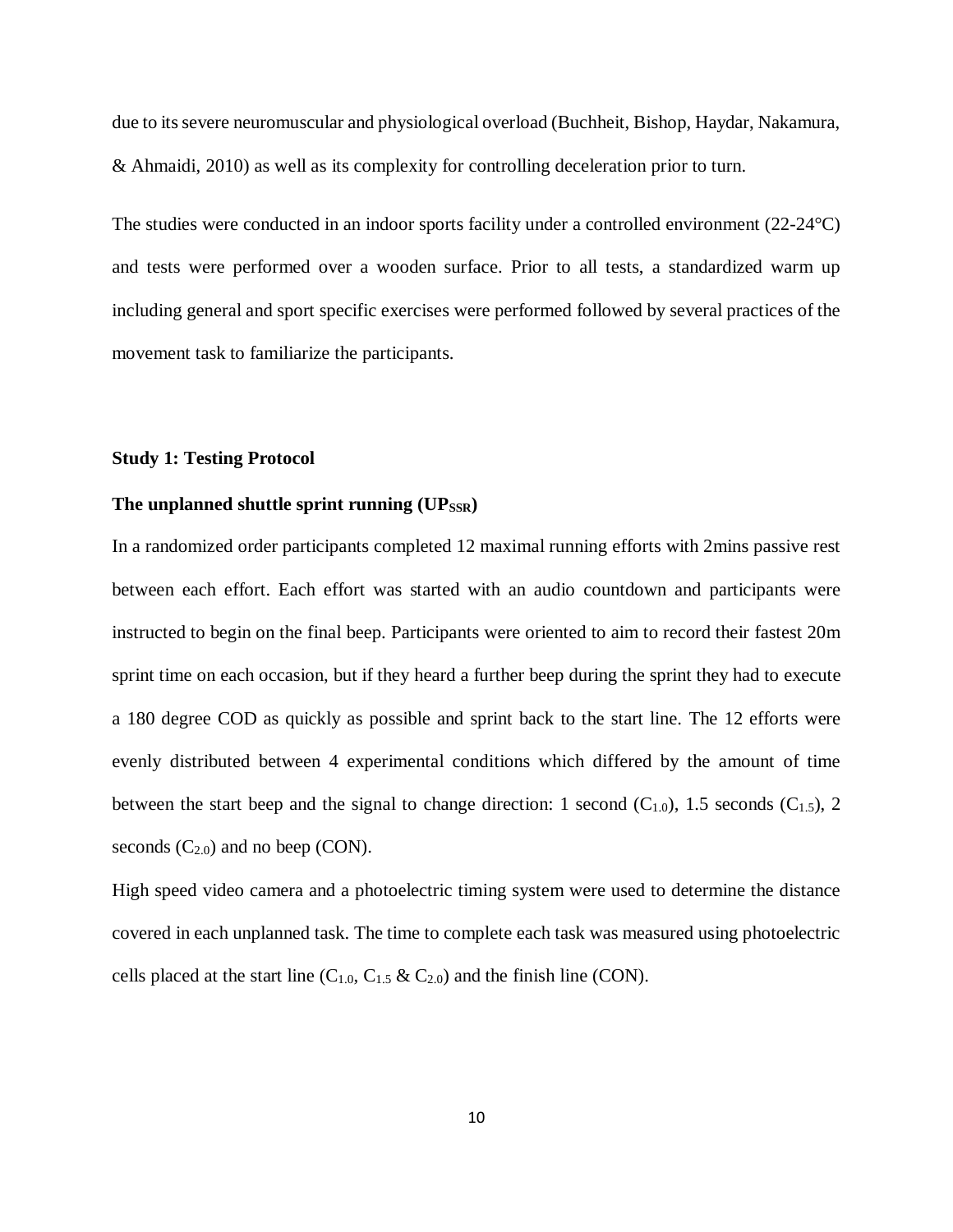due to its severe neuromuscular and physiological overload (Buchheit, Bishop, Haydar, Nakamura, & Ahmaidi, 2010) as well as its complexity for controlling deceleration prior to turn.

The studies were conducted in an indoor sports facility under a controlled environment (22-24°C) and tests were performed over a wooden surface. Prior to all tests, a standardized warm up including general and sport specific exercises were performed followed by several practices of the movement task to familiarize the participants.

### Study 1: Testing Protocol

#### The unplanned shuttle sprint running ($UP_{SSR}$)

In a randomized order participants completed 12 maximal running efforts with 2mins passive rest between each effort. Each effort was started with an audio countdown and participants were instructed to begin on the final beep. Participants were oriented to aim to record their fastest 20m sprint time on each occasion, but if they heard a further beep during the sprint they had to execute a 180 degree COD as quickly as possible and sprint back to the start line. The 12 efforts were evenly distributed between 4 experimental conditions which differed by the amount of time between the start beep and the signal to change direction: 1 second ($C_{1.0}$), 1.5 seconds ($C_{1.5}$), 2 seconds ($C_{2.0}$) and no beep (CON).

High speed video camera and a photoelectric timing system were used to determine the distance covered in each unplanned task. The time to complete each task was measured using photoelectric cells placed at the start line ($C_{1.0}$, $C_{1.5}$ & $C_{2.0}$) and the finish line (CON).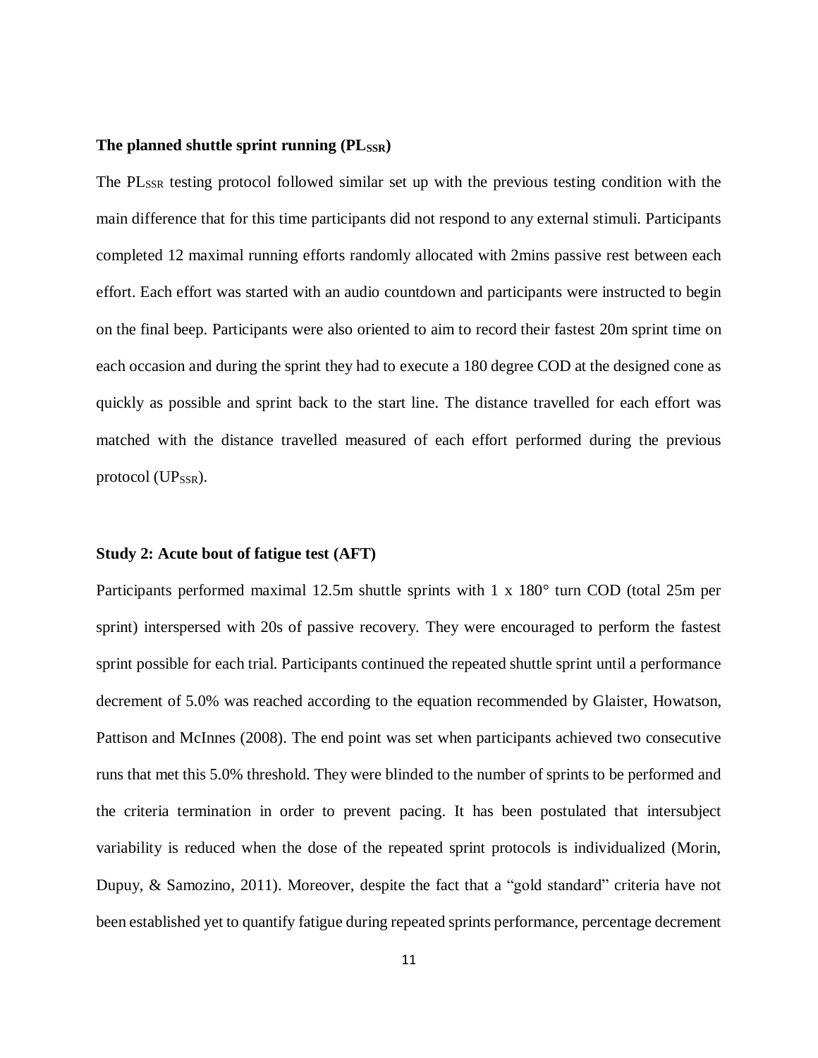### The planned shuttle sprint running ($PL_{SSR}$)

The $PL_{SSR}$ testing protocol followed similar set up with the previous testing condition with the main difference that for this time participants did not respond to any external stimuli. Participants completed 12 maximal running efforts randomly allocated with 2mins passive rest between each effort. Each effort was started with an audio countdown and participants were instructed to begin on the final beep. Participants were also oriented to aim to record their fastest 20m sprint time on each occasion and during the sprint they had to execute a 180 degree COD at the designed cone as quickly as possible and sprint back to the start line. The distance travelled for each effort was matched with the distance travelled measured of each effort performed during the previous protocol ($UP_{SSR}$).

### Study 2: Acute bout of fatigue test (AFT)

Participants performed maximal 12.5m shuttle sprints with 1 x 180° turn COD (total 25m per sprint) interspersed with 20s of passive recovery. They were encouraged to perform the fastest sprint possible for each trial. Participants continued the repeated shuttle sprint until a performance decrement of 5.0% was reached according to the equation recommended by Glaister, Howatson, Pattison and McInnes (2008). The end point was set when participants achieved two consecutive runs that met this 5.0% threshold. They were blinded to the number of sprints to be performed and the criteria termination in order to prevent pacing. It has been postulated that intersubject variability is reduced when the dose of the repeated sprint protocols is individualized (Morin, Dupuy, & Samozino, 2011). Moreover, despite the fact that a "gold standard" criteria have not been established yet to quantify fatigue during repeated sprints performance, percentage decrement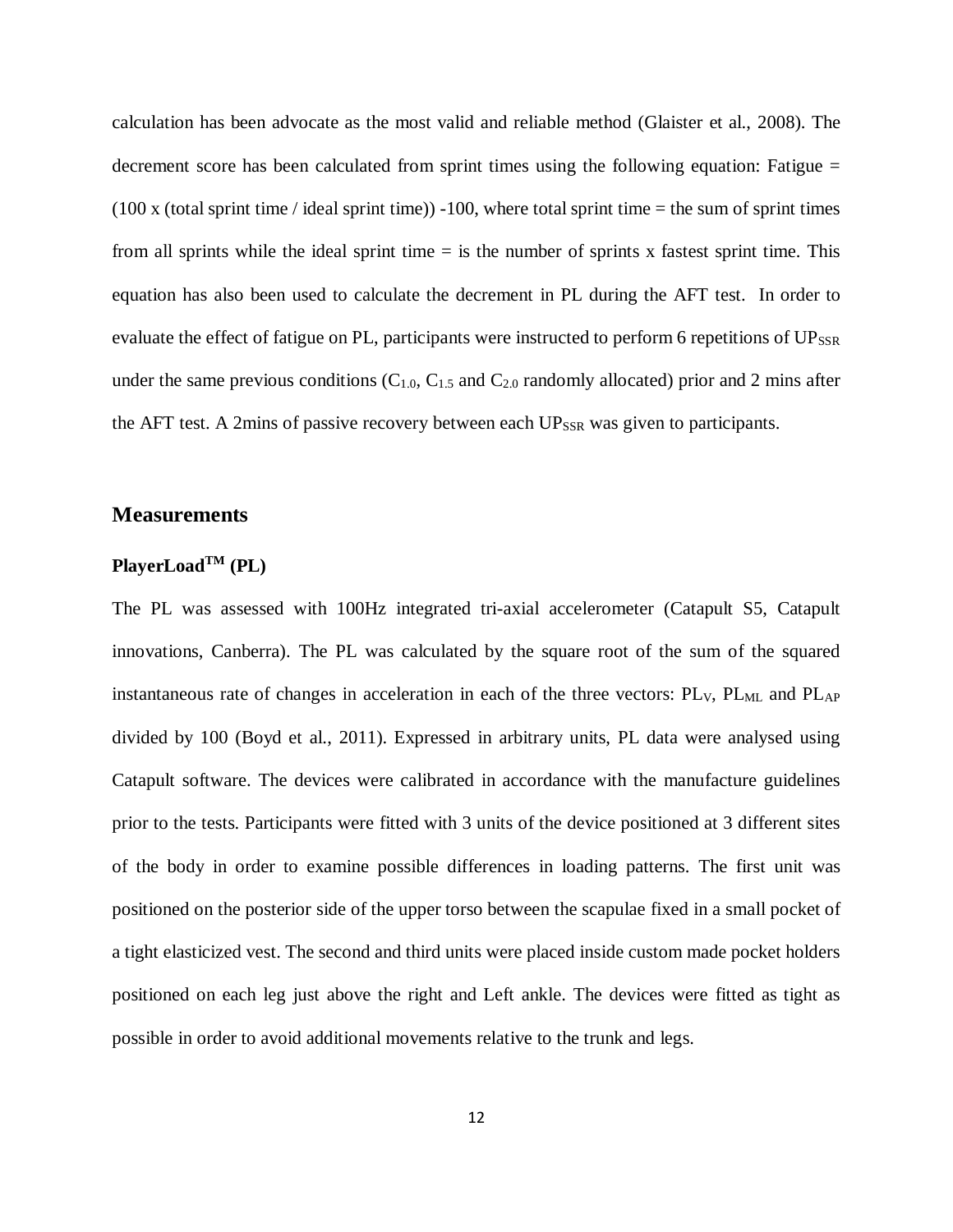calculation has been advocate as the most valid and reliable method (Glaister et al., 2008). The decrement score has been calculated from sprint times using the following equation: Fatigue = (100 x (total sprint time / ideal sprint time)) -100, where total sprint time = the sum of sprint times from all sprints while the ideal sprint time = is the number of sprints x fastest sprint time. This equation has also been used to calculate the decrement in PL during the AFT test. In order to evaluate the effect of fatigue on PL, participants were instructed to perform 6 repetitions of $UP_{SSR}$ under the same previous conditions ($C_{1.0}$, $C_{1.5}$ and $C_{2.0}$ randomly allocated) prior and 2 mins after the AFT test. A 2mins of passive recovery between each $UP_{SSR}$ was given to participants.

## Measurements

### PlayerLoad$^{TM}$ (PL)

The PL was assessed with 100Hz integrated tri-axial accelerometer (Catapult S5, Catapult innovations, Canberra). The PL was calculated by the square root of the sum of the squared instantaneous rate of changes in acceleration in each of the three vectors: $PL_V$, $PL_{ML}$ and $PL_{AP}$ divided by 100 (Boyd et al., 2011). Expressed in arbitrary units, PL data were analysed using Catapult software. The devices were calibrated in accordance with the manufacture guidelines prior to the tests. Participants were fitted with 3 units of the device positioned at 3 different sites of the body in order to examine possible differences in loading patterns. The first unit was positioned on the posterior side of the upper torso between the scapulae fixed in a small pocket of a tight elasticized vest. The second and third units were placed inside custom made pocket holders positioned on each leg just above the right and Left ankle. The devices were fitted as tight as possible in order to avoid additional movements relative to the trunk and legs.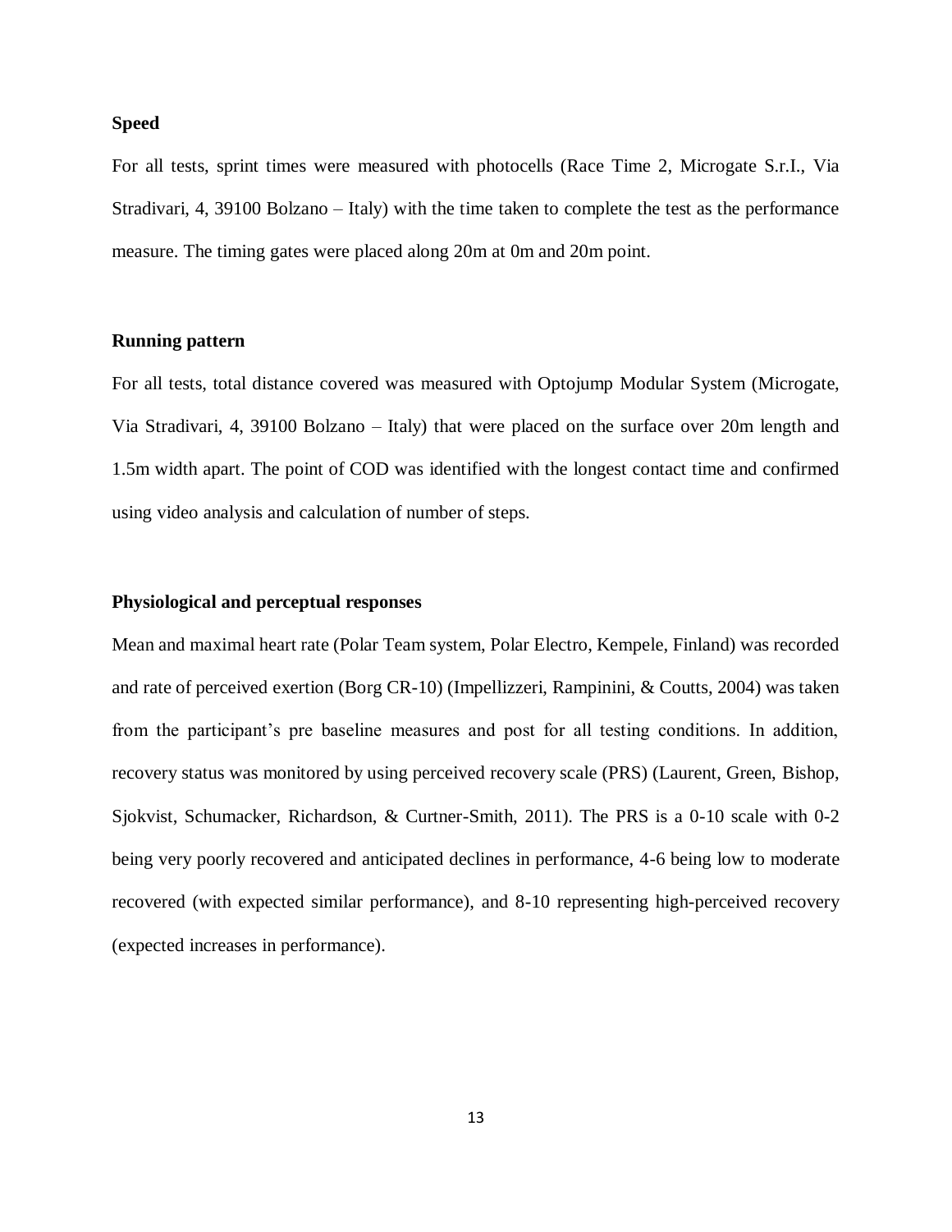**Speed**

For all tests, sprint times were measured with photocells (Race Time 2, Microgate S.r.I., Via Stradivari, 4, 39100 Bolzano – Italy) with the time taken to complete the test as the performance measure. The timing gates were placed along 20m at 0m and 20m point.

**Running pattern**

For all tests, total distance covered was measured with Optojump Modular System (Microgate, Via Stradivari, 4, 39100 Bolzano – Italy) that were placed on the surface over 20m length and 1.5m width apart. The point of COD was identified with the longest contact time and confirmed using video analysis and calculation of number of steps.

**Physiological and perceptual responses**

Mean and maximal heart rate (Polar Team system, Polar Electro, Kempele, Finland) was recorded and rate of perceived exertion (Borg CR-10) (Impellizzeri, Rampinini, & Coutts, 2004) was taken from the participant's pre baseline measures and post for all testing conditions. In addition, recovery status was monitored by using perceived recovery scale (PRS) (Laurent, Green, Bishop, Sjokvist, Schumacker, Richardson, & Curtner-Smith, 2011). The PRS is a 0-10 scale with 0-2 being very poorly recovered and anticipated declines in performance, 4-6 being low to moderate recovered (with expected similar performance), and 8-10 representing high-perceived recovery (expected increases in performance).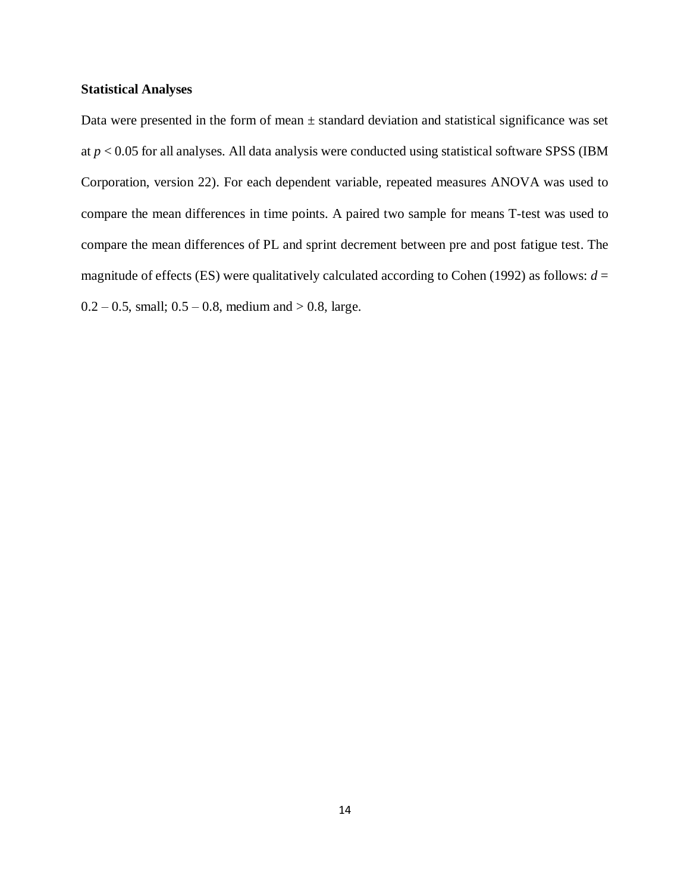### Statistical Analyses

Data were presented in the form of mean ± standard deviation and statistical significance was set at $p < 0.05$ for all analyses. All data analysis were conducted using statistical software SPSS (IBM Corporation, version 22). For each dependent variable, repeated measures ANOVA was used to compare the mean differences in time points. A paired two sample for means T-test was used to compare the mean differences of PL and sprint decrement between pre and post fatigue test. The magnitude of effects (ES) were qualitatively calculated according to Cohen (1992) as follows: $d$ = 0.2 – 0.5, small; 0.5 – 0.8, medium and > 0.8, large.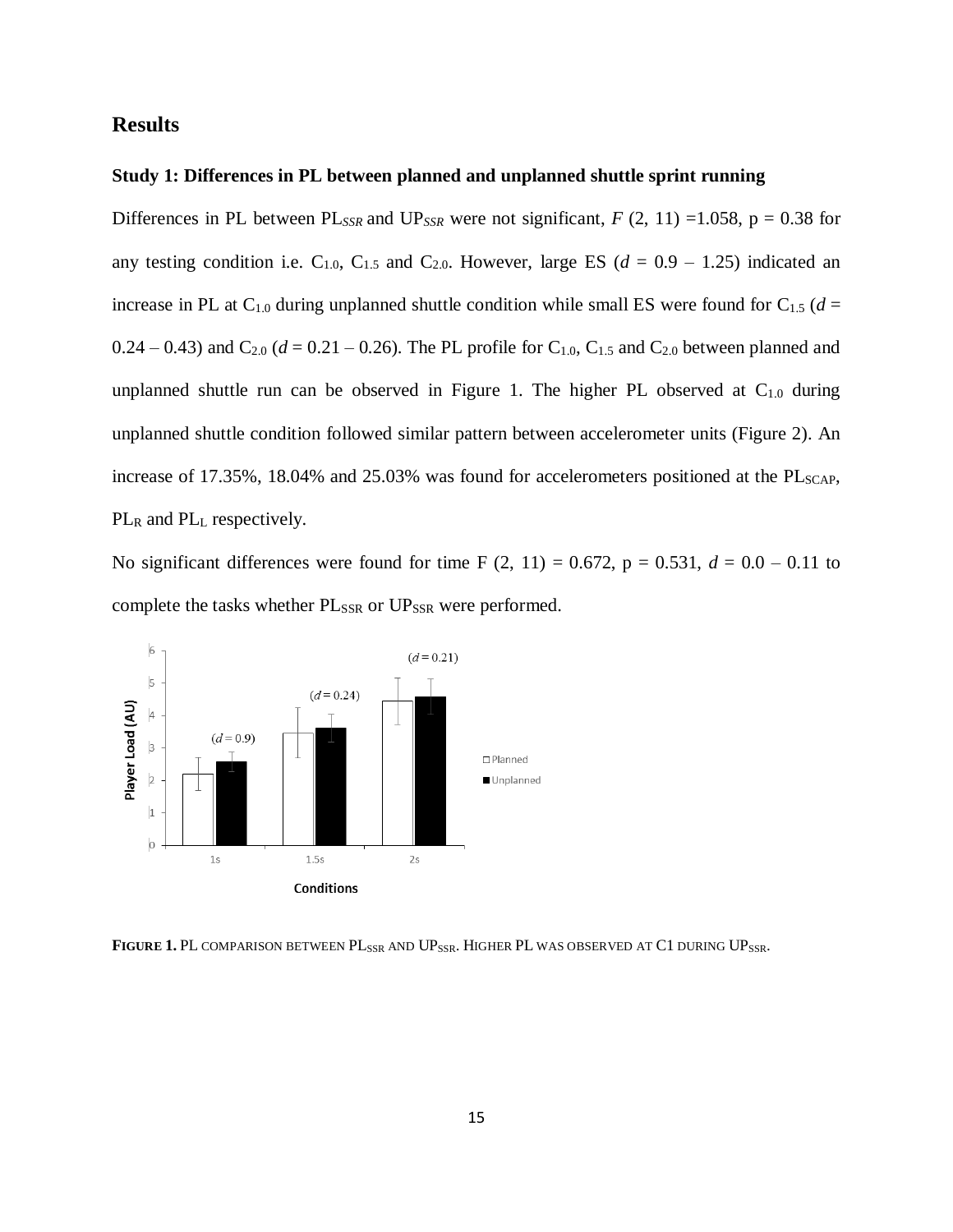# Results

### Study 1: Differences in PL between planned and unplanned shuttle sprint running

Differences in PL between $PL_{SSR}$ and $UP_{SSR}$ were not significant, $F$ (2, 11) =1.058, p = 0.38 for any testing condition i.e. $C_{1.0}$, $C_{1.5}$ and $C_{2.0}$. However, large ES ($d$ = 0.9 – 1.25) indicated an increase in PL at $C_{1.0}$ during unplanned shuttle condition while small ES were found for $C_{1.5}$ ($d$ = 0.24 – 0.43) and $C_{2.0}$ ($d$ = 0.21 – 0.26). The PL profile for $C_{1.0}$, $C_{1.5}$ and $C_{2.0}$ between planned and unplanned shuttle run can be observed in Figure 1. The higher PL observed at $C_{1.0}$ during unplanned shuttle condition followed similar pattern between accelerometer units (Figure 2). An increase of 17.35%, 18.04% and 25.03% was found for accelerometers positioned at the $PL_{SCAP}$, $PL_R$ and $PL_L$ respectively.

No significant differences were found for time F (2, 11) = 0.672, p = 0.531, $d$ = 0.0 – 0.11 to complete the tasks whether $PL_{SSR}$ or $UP_{SSR}$ were performed.

**FIGURE 1.** PL COMPARISON BETWEEN $PL_{SSR}$ AND $UP_{SSR}$. HIGHER PL WAS OBSERVED AT C1 DURING $UP_{SSR}$.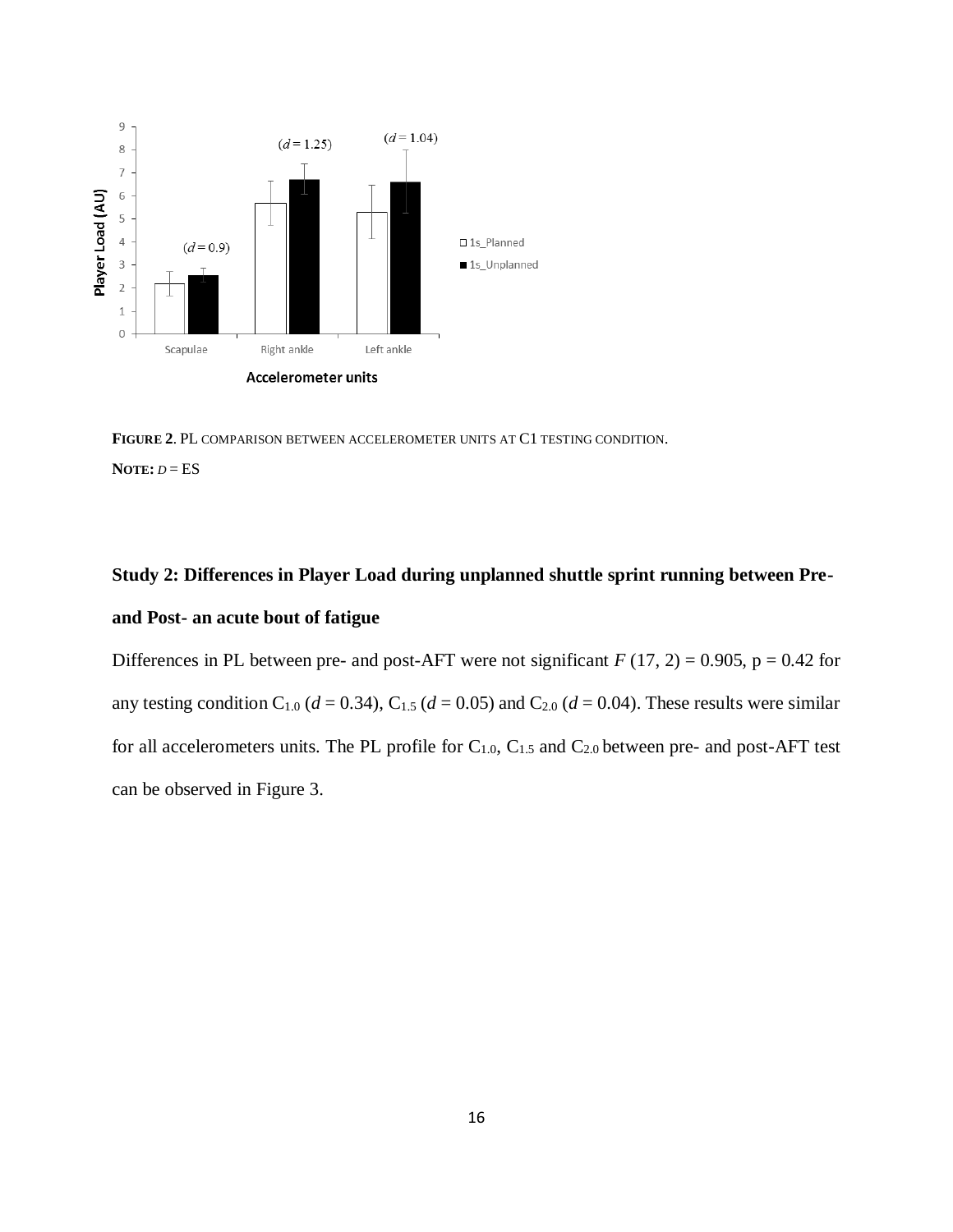**FIGURE 2**. PL COMPARISON BETWEEN ACCELEROMETER UNITS AT C1 TESTING CONDITION.

**NOTE:** *D* = ES

**Study 2: Differences in Player Load during unplanned shuttle sprint running between Pre- and Post- an acute bout of fatigue**

Differences in PL between pre- and post-AFT were not significant $F$ (17, 2) = 0.905, p = 0.42 for any testing condition $C_{1.0}$ ($d$ = 0.34), $C_{1.5}$ ($d$ = 0.05) and $C_{2.0}$ ($d$ = 0.04). These results were similar for all accelerometers units. The PL profile for $C_{1.0}$, $C_{1.5}$ and $C_{2.0}$ between pre- and post-AFT test can be observed in Figure 3.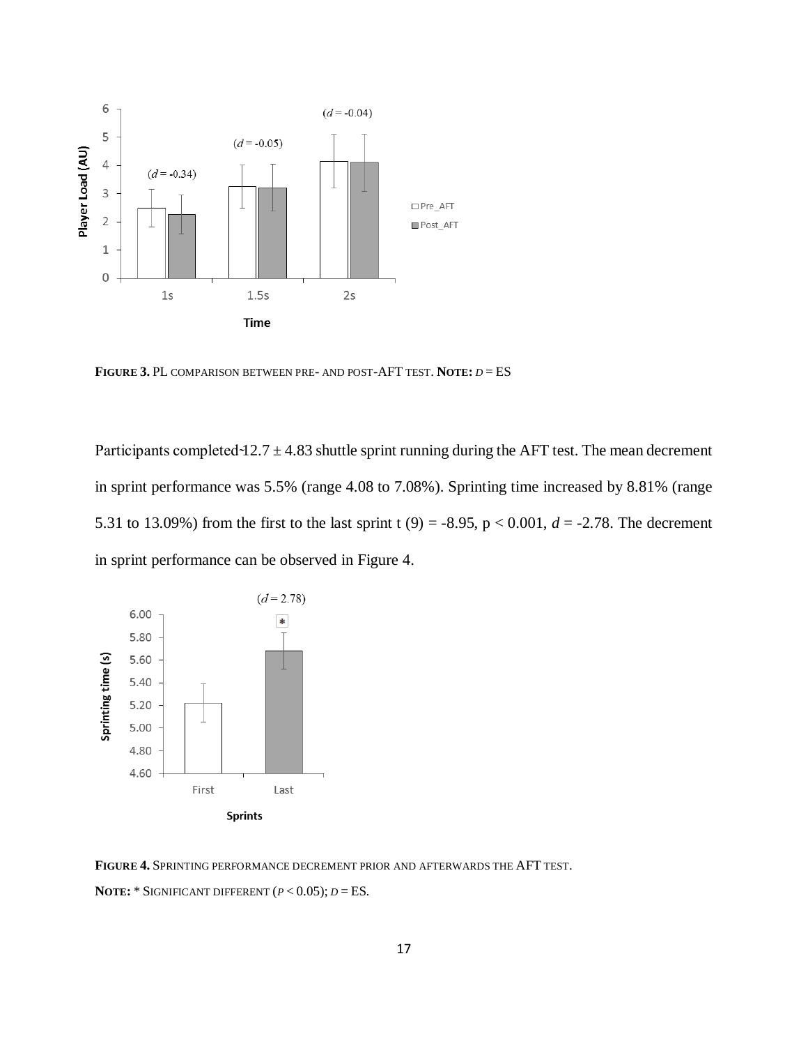**FIGURE 3.** PL COMPARISON BETWEEN PRE- AND POST-AFT TEST. **NOTE:** *D* = ES

Participants completed 12.7 ± 4.83 shuttle sprint running during the AFT test. The mean decrement in sprint performance was 5.5% (range 4.08 to 7.08%). Sprinting time increased by 8.81% (range 5.31 to 13.09%) from the first to the last sprint $t(9) = -8.95$, $p < 0.001$, $d = -2.78$. The decrement in sprint performance can be observed in Figure 4.

**FIGURE 4.** SPRINTING PERFORMANCE DECREMENT PRIOR AND AFTERWARDS THE AFT TEST.

**NOTE:** * SIGNIFICANT DIFFERENT ($P < 0.05$); *D* = ES.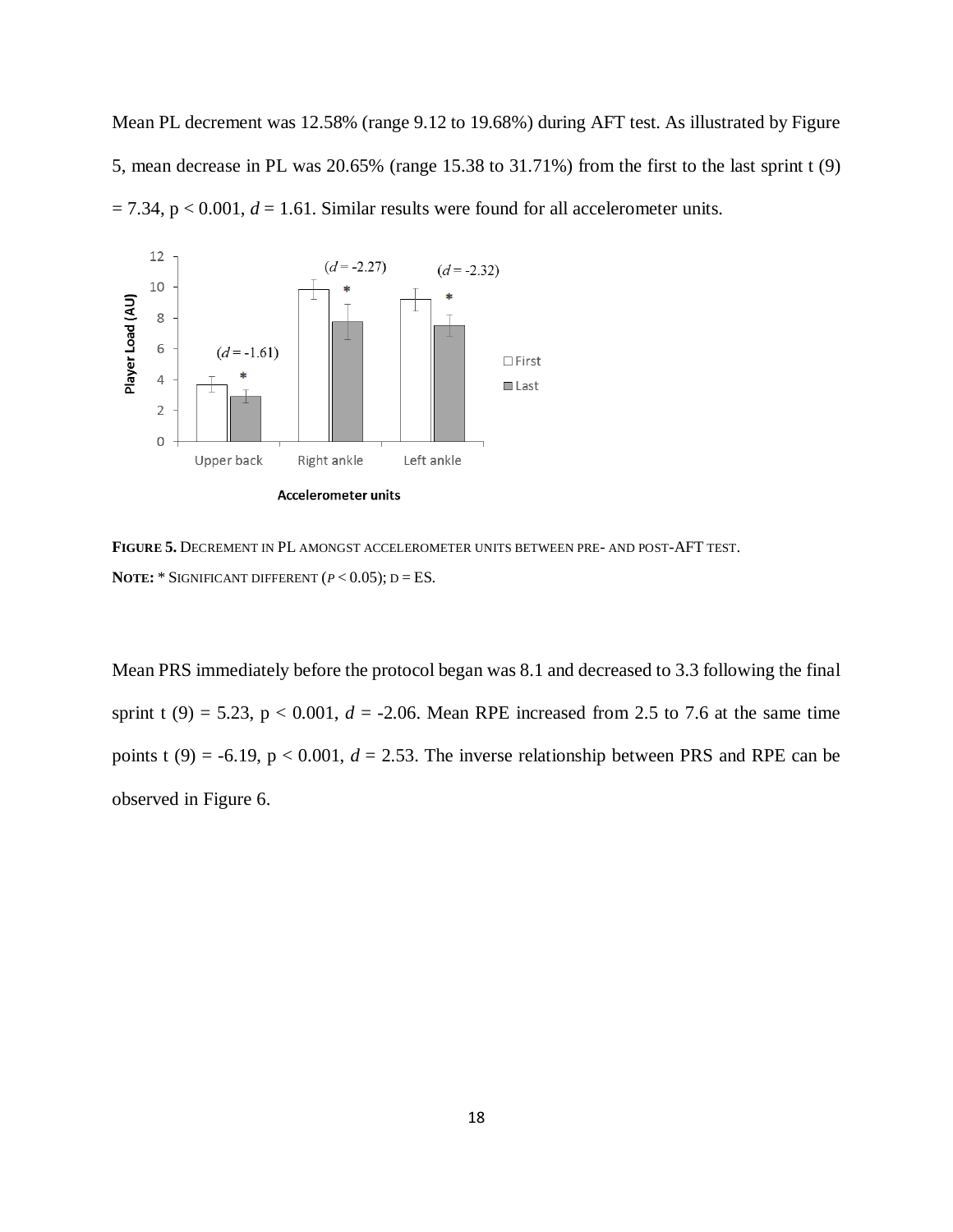Mean PL decrement was 12.58% (range 9.12 to 19.68%) during AFT test. As illustrated by Figure 5, mean decrease in PL was 20.65% (range 15.38 to 31.71%) from the first to the last sprint $t(9) = 7.34$, $p < 0.001$, $d = 1.61$. Similar results were found for all accelerometer units.

**FIGURE 5.** DECREMENT IN PL AMONGST ACCELEROMETER UNITS BETWEEN PRE- AND POST-AFT TEST.
**NOTE:** * SIGNIFICANT DIFFERENT ($P < 0.05$); D = ES.

Mean PRS immediately before the protocol began was 8.1 and decreased to 3.3 following the final sprint $t(9) = 5.23$, $p < 0.001$, $d = -2.06$. Mean RPE increased from 2.5 to 7.6 at the same time points $t(9) = -6.19$, $p < 0.001$, $d = 2.53$. The inverse relationship between PRS and RPE can be observed in Figure 6.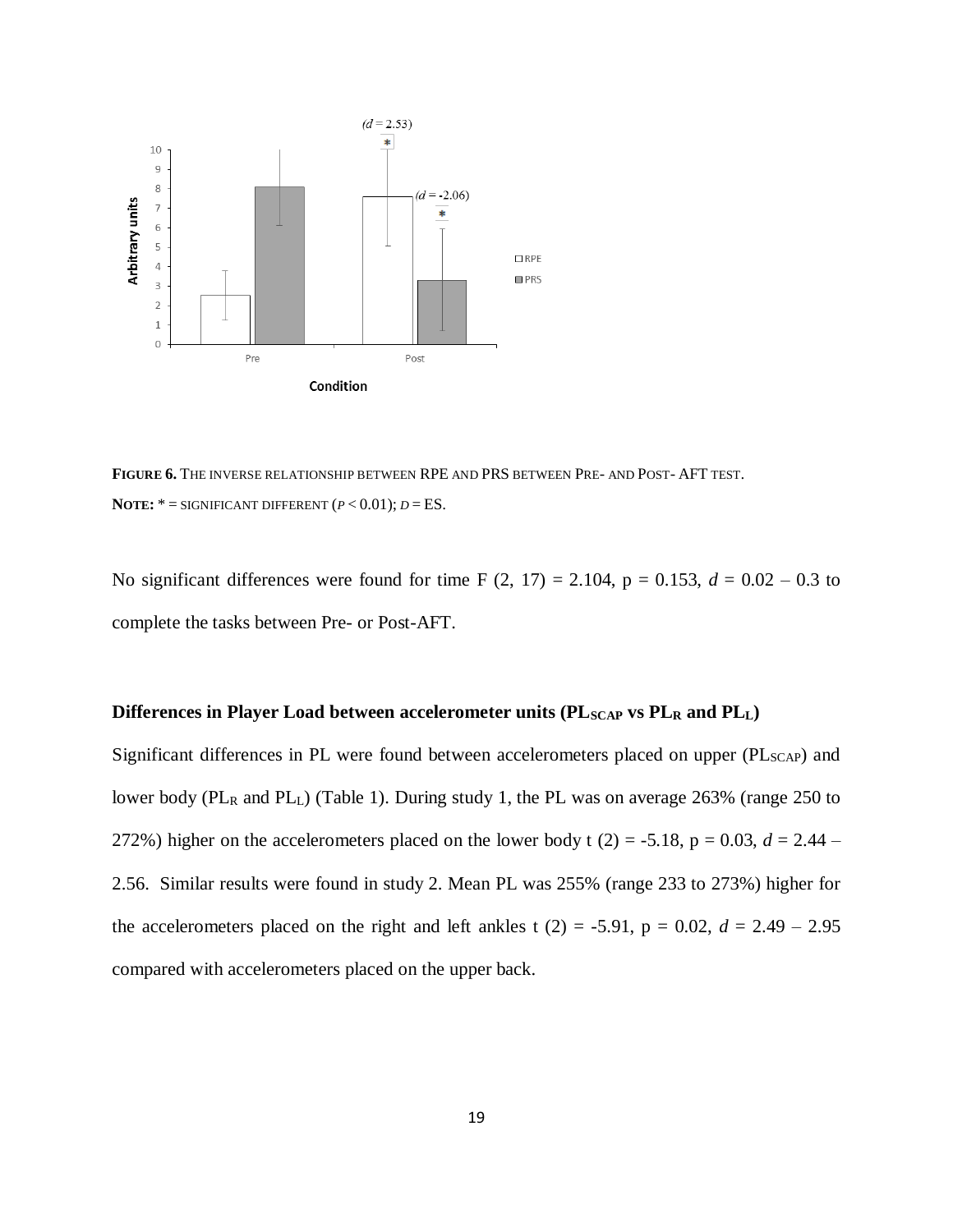**FIGURE 6.** THE INVERSE RELATIONSHIP BETWEEN RPE AND PRS BETWEEN PRE- AND POST- AFT TEST.
**NOTE:** * = SIGNIFICANT DIFFERENT ($P < 0.01$); $D$ = ES.

No significant differences were found for time $F$ (2, 17) = 2.104, p = 0.153, $d$ = 0.02 – 0.3 to complete the tasks between Pre- or Post-AFT.

### Differences in Player Load between accelerometer units ($PL_{SCAP}$ vs $PL_R$ and $PL_L$)

Significant differences in PL were found between accelerometers placed on upper ($PL_{SCAP}$) and lower body ($PL_R$ and $PL_L$) (Table 1). During study 1, the PL was on average 263% (range 250 to 272%) higher on the accelerometers placed on the lower body t (2) = -5.18, p = 0.03, $d$ = 2.44 – 2.56. Similar results were found in study 2. Mean PL was 255% (range 233 to 273%) higher for the accelerometers placed on the right and left ankles t (2) = -5.91, p = 0.02, $d$ = 2.49 – 2.95 compared with accelerometers placed on the upper back.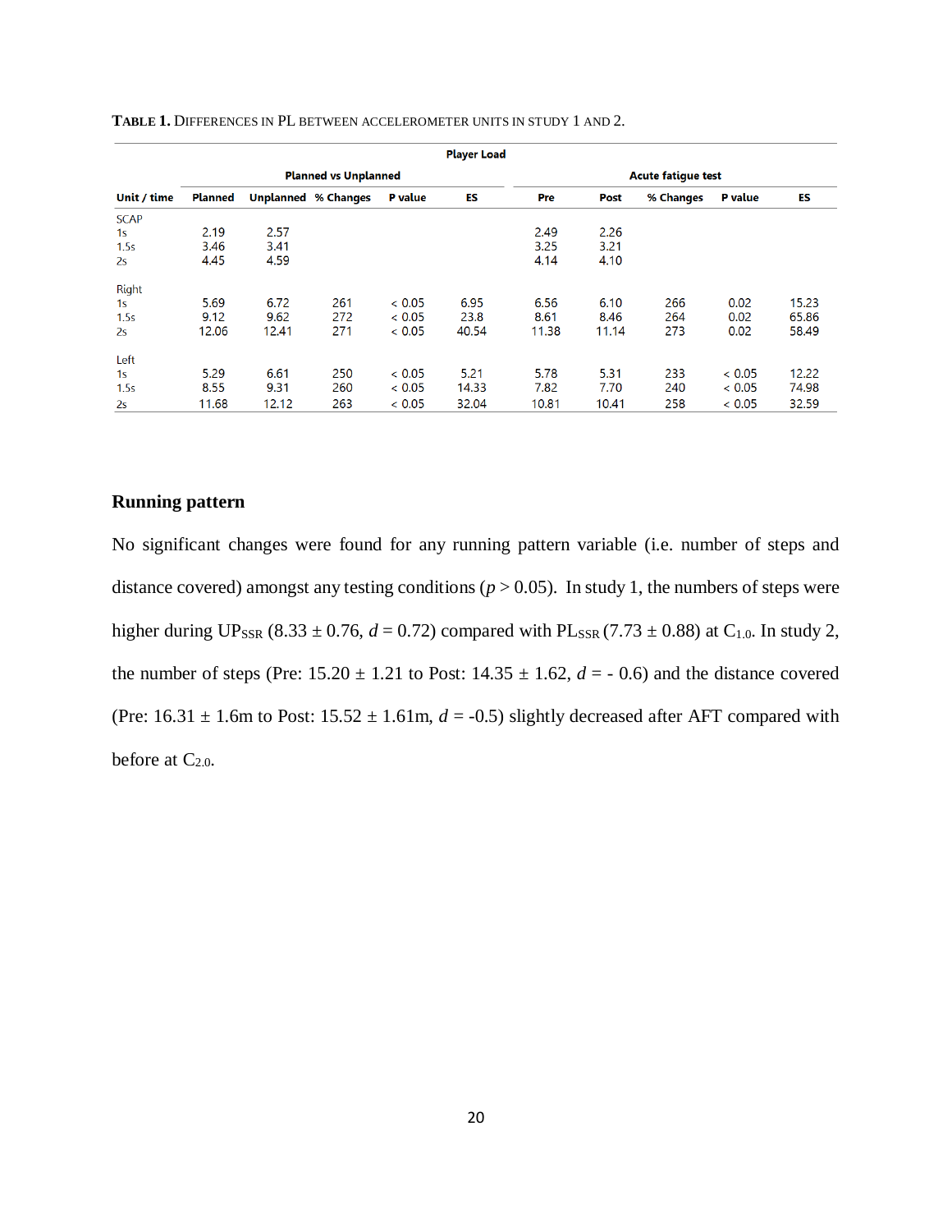**TABLE 1.** DIFFERENCES IN PL BETWEEN ACCELEROMETER UNITS IN STUDY 1 AND 2.

| | Player Load | | | | | | | | | |
|---|---|---|---|---|---|---|---|---|---|---|
| | Planned vs Unplanned | | | | | Acute fatigue test | | | | |
| Unit / time | Planned | Unplanned | % Changes | P value | ES | Pre | Post | % Changes | P value | ES |
| SCAP | | | | | | | | | | |
| 1s | 2.19 | 2.57 | | | | 2.49 | 2.26 | | | |
| 1.5s | 3.46 | 3.41 | | | | 3.25 | 3.21 | | | |
| 2s | 4.45 | 4.59 | | | | 4.14 | 4.10 | | | |
| Right | | | | | | | | | | |
| 1s | 5.69 | 6.72 | 261 | < 0.05 | 6.95 | 6.56 | 6.10 | 266 | 0.02 | 15.23 |
| 1.5s | 9.12 | 9.62 | 272 | < 0.05 | 23.8 | 8.61 | 8.46 | 264 | 0.02 | 65.86 |
| 2s | 12.06 | 12.41 | 271 | < 0.05 | 40.54 | 11.38 | 11.14 | 273 | 0.02 | 58.49 |
| Left | | | | | | | | | | |
| 1s | 5.29 | 6.61 | 250 | < 0.05 | 5.21 | 5.78 | 5.31 | 233 | < 0.05 | 12.22 |
| 1.5s | 8.55 | 9.31 | 260 | < 0.05 | 14.33 | 7.82 | 7.70 | 240 | < 0.05 | 74.98 |
| 2s | 11.68 | 12.12 | 263 | < 0.05 | 32.04 | 10.81 | 10.41 | 258 | < 0.05 | 32.59 |

## Running pattern

No significant changes were found for any running pattern variable (i.e. number of steps and distance covered) amongst any testing conditions ($p > 0.05$). In study 1, the numbers of steps were higher during $UP_{SSR}$ ($8.33 \pm 0.76$, $d = 0.72$) compared with $PL_{SSR}$ ($7.73 \pm 0.88$) at $C_{1.0}$. In study 2, the number of steps (Pre: $15.20 \pm 1.21$ to Post: $14.35 \pm 1.62$, $d = -0.6$) and the distance covered (Pre: $16.31 \pm 1.6$m to Post: $15.52 \pm 1.61$m, $d = -0.5$) slightly decreased after AFT compared with before at $C_{2.0}$.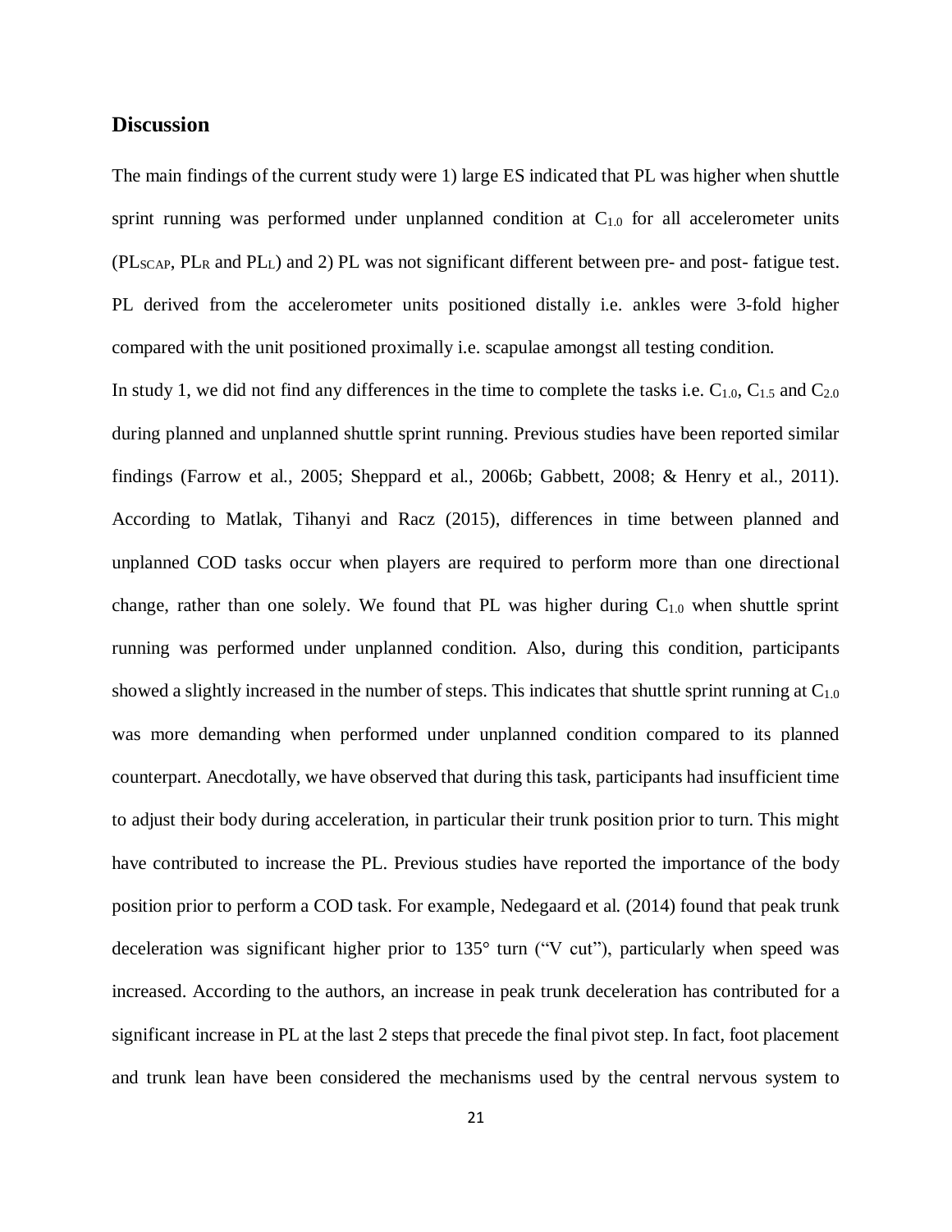## Discussion

The main findings of the current study were 1) large ES indicated that PL was higher when shuttle sprint running was performed under unplanned condition at $C_{1.0}$ for all accelerometer units ($PL_{SCAP}$, $PL_R$ and $PL_L$) and 2) PL was not significant different between pre- and post- fatigue test. PL derived from the accelerometer units positioned distally i.e. ankles were 3-fold higher compared with the unit positioned proximally i.e. scapulae amongst all testing condition.

In study 1, we did not find any differences in the time to complete the tasks i.e. $C_{1.0}$, $C_{1.5}$ and $C_{2.0}$ during planned and unplanned shuttle sprint running. Previous studies have been reported similar findings (Farrow et al., 2005; Sheppard et al., 2006b; Gabbett, 2008; & Henry et al., 2011). According to Matlak, Tihanyi and Racz (2015), differences in time between planned and unplanned COD tasks occur when players are required to perform more than one directional change, rather than one solely. We found that PL was higher during $C_{1.0}$ when shuttle sprint running was performed under unplanned condition. Also, during this condition, participants showed a slightly increased in the number of steps. This indicates that shuttle sprint running at $C_{1.0}$ was more demanding when performed under unplanned condition compared to its planned counterpart. Anecdotally, we have observed that during this task, participants had insufficient time to adjust their body during acceleration, in particular their trunk position prior to turn. This might have contributed to increase the PL. Previous studies have reported the importance of the body position prior to perform a COD task. For example, Nedegaard et al. (2014) found that peak trunk deceleration was significant higher prior to 135° turn ("V cut"), particularly when speed was increased. According to the authors, an increase in peak trunk deceleration has contributed for a significant increase in PL at the last 2 steps that precede the final pivot step. In fact, foot placement and trunk lean have been considered the mechanisms used by the central nervous system to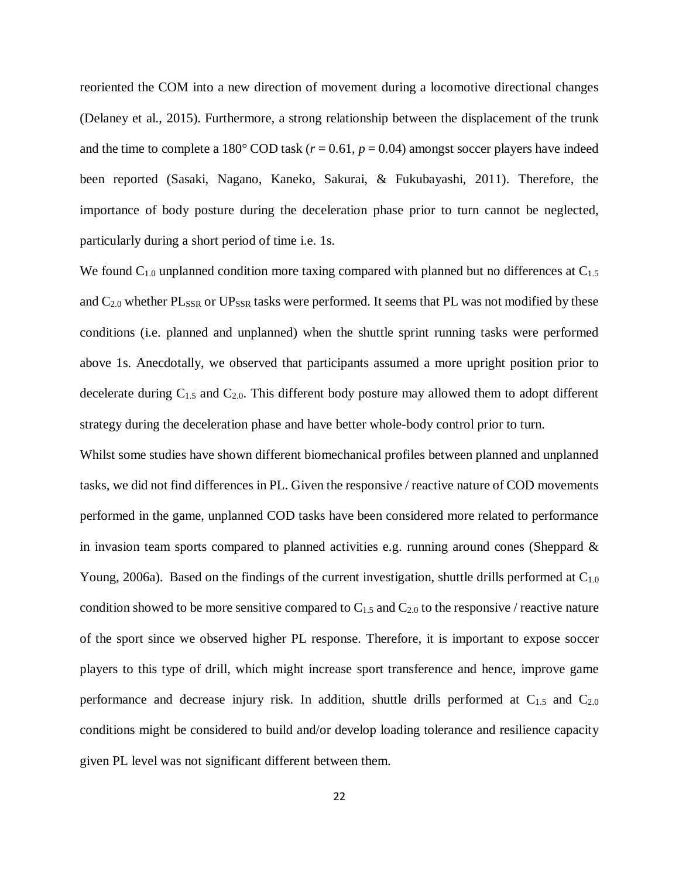reoriented the COM into a new direction of movement during a locomotive directional changes (Delaney et al., 2015). Furthermore, a strong relationship between the displacement of the trunk and the time to complete a 180° COD task ($r = 0.61$, $p = 0.04$) amongst soccer players have indeed been reported (Sasaki, Nagano, Kaneko, Sakurai, & Fukubayashi, 2011). Therefore, the importance of body posture during the deceleration phase prior to turn cannot be neglected, particularly during a short period of time i.e. 1s.

We found $C_{1.0}$ unplanned condition more taxing compared with planned but no differences at $C_{1.5}$ and $C_{2.0}$ whether $PL_{SSR}$ or $UP_{SSR}$ tasks were performed. It seems that PL was not modified by these conditions (i.e. planned and unplanned) when the shuttle sprint running tasks were performed above 1s. Anecdotally, we observed that participants assumed a more upright position prior to decelerate during $C_{1.5}$ and $C_{2.0}$. This different body posture may allowed them to adopt different strategy during the deceleration phase and have better whole-body control prior to turn.

Whilst some studies have shown different biomechanical profiles between planned and unplanned tasks, we did not find differences in PL. Given the responsive / reactive nature of COD movements performed in the game, unplanned COD tasks have been considered more related to performance in invasion team sports compared to planned activities e.g. running around cones (Sheppard & Young, 2006a). Based on the findings of the current investigation, shuttle drills performed at $C_{1.0}$ condition showed to be more sensitive compared to $C_{1.5}$ and $C_{2.0}$ to the responsive / reactive nature of the sport since we observed higher PL response. Therefore, it is important to expose soccer players to this type of drill, which might increase sport transference and hence, improve game performance and decrease injury risk. In addition, shuttle drills performed at $C_{1.5}$ and $C_{2.0}$ conditions might be considered to build and/or develop loading tolerance and resilience capacity given PL level was not significant different between them.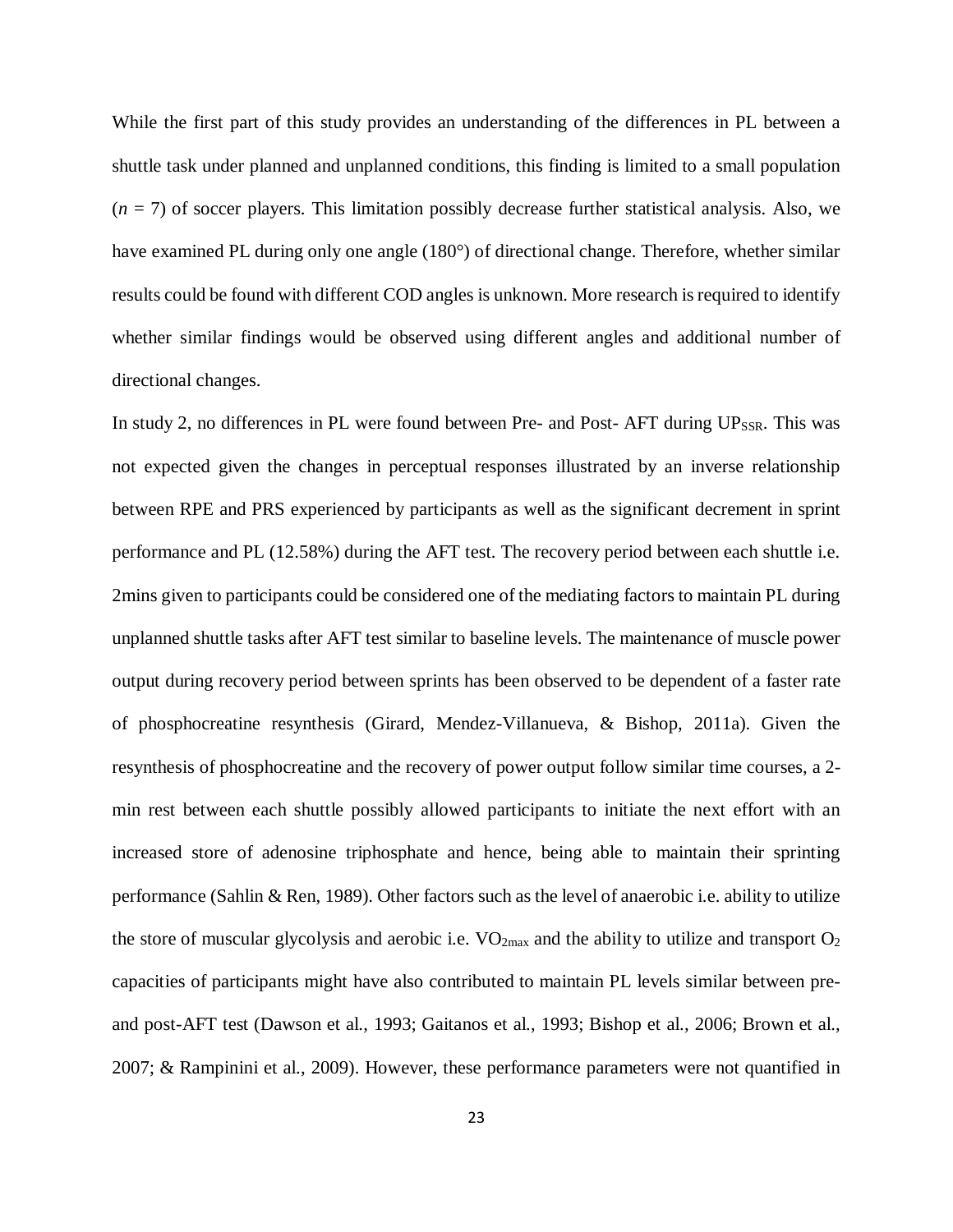While the first part of this study provides an understanding of the differences in PL between a shuttle task under planned and unplanned conditions, this finding is limited to a small population ($n$ = 7) of soccer players. This limitation possibly decrease further statistical analysis. Also, we have examined PL during only one angle (180°) of directional change. Therefore, whether similar results could be found with different COD angles is unknown. More research is required to identify whether similar findings would be observed using different angles and additional number of directional changes.

In study 2, no differences in PL were found between Pre- and Post- AFT during $UP_{SSR}$. This was not expected given the changes in perceptual responses illustrated by an inverse relationship between RPE and PRS experienced by participants as well as the significant decrement in sprint performance and PL (12.58%) during the AFT test. The recovery period between each shuttle i.e. 2mins given to participants could be considered one of the mediating factors to maintain PL during unplanned shuttle tasks after AFT test similar to baseline levels. The maintenance of muscle power output during recovery period between sprints has been observed to be dependent of a faster rate of phosphocreatine resynthesis (Girard, Mendez-Villanueva, & Bishop, 2011a). Given the resynthesis of phosphocreatine and the recovery of power output follow similar time courses, a 2-min rest between each shuttle possibly allowed participants to initiate the next effort with an increased store of adenosine triphosphate and hence, being able to maintain their sprinting performance (Sahlin & Ren, 1989). Other factors such as the level of anaerobic i.e. ability to utilize the store of muscular glycolysis and aerobic i.e. $VO_{2max}$ and the ability to utilize and transport $O_2$ capacities of participants might have also contributed to maintain PL levels similar between pre- and post-AFT test (Dawson et al., 1993; Gaitanos et al., 1993; Bishop et al., 2006; Brown et al., 2007; & Rampinini et al., 2009). However, these performance parameters were not quantified in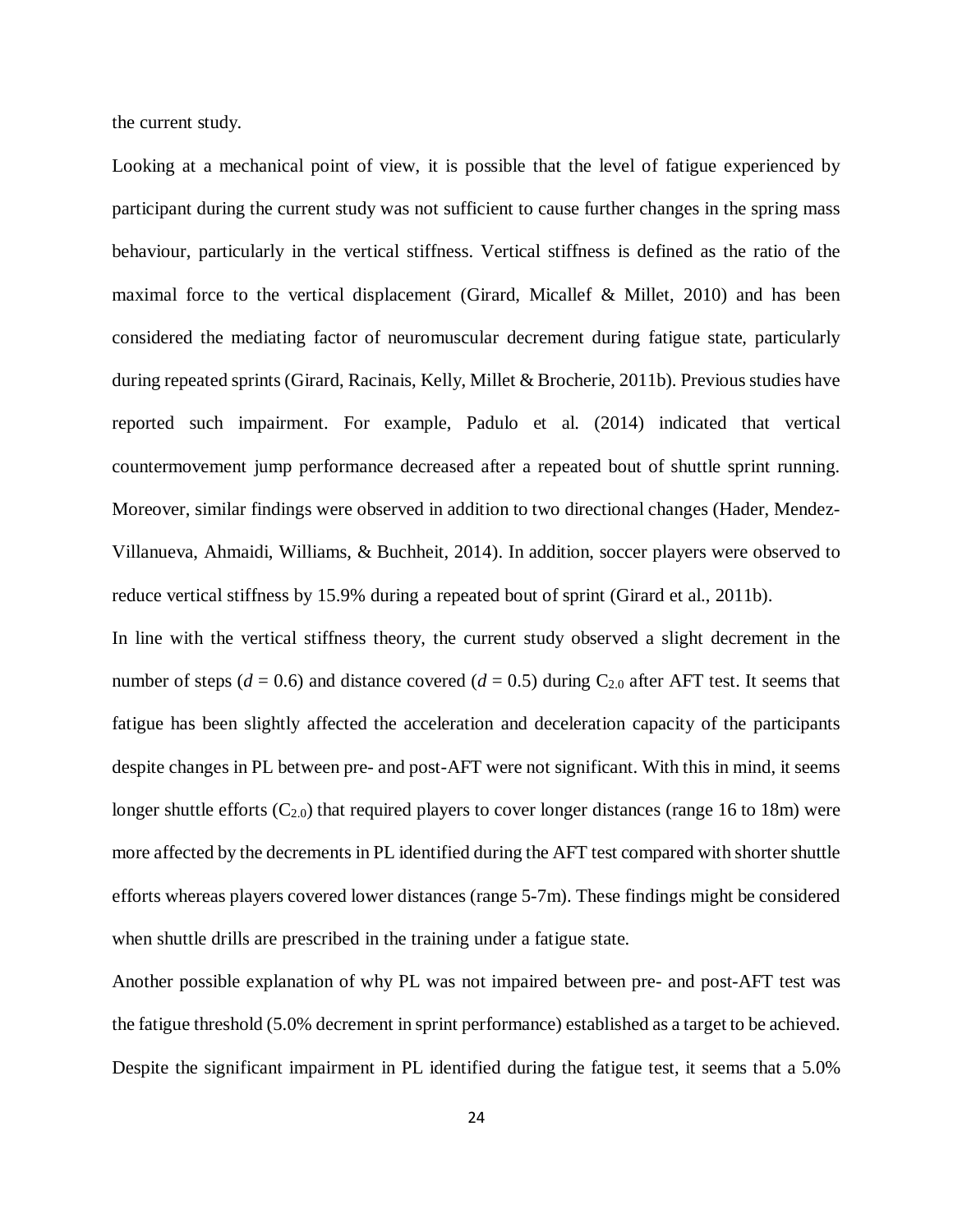the current study.

Looking at a mechanical point of view, it is possible that the level of fatigue experienced by participant during the current study was not sufficient to cause further changes in the spring mass behaviour, particularly in the vertical stiffness. Vertical stiffness is defined as the ratio of the maximal force to the vertical displacement (Girard, Micallef & Millet, 2010) and has been considered the mediating factor of neuromuscular decrement during fatigue state, particularly during repeated sprints (Girard, Racinais, Kelly, Millet & Brocherie, 2011b). Previous studies have reported such impairment. For example, Padulo et al. (2014) indicated that vertical countermovement jump performance decreased after a repeated bout of shuttle sprint running. Moreover, similar findings were observed in addition to two directional changes (Hader, Mendez-Villanueva, Ahmaidi, Williams, & Buchheit, 2014). In addition, soccer players were observed to reduce vertical stiffness by 15.9% during a repeated bout of sprint (Girard et al., 2011b).

In line with the vertical stiffness theory, the current study observed a slight decrement in the number of steps ($d = 0.6$) and distance covered ($d = 0.5$) during $C_{2.0}$ after AFT test. It seems that fatigue has been slightly affected the acceleration and deceleration capacity of the participants despite changes in PL between pre- and post-AFT were not significant. With this in mind, it seems longer shuttle efforts ($C_{2.0}$) that required players to cover longer distances (range 16 to 18m) were more affected by the decrements in PL identified during the AFT test compared with shorter shuttle efforts whereas players covered lower distances (range 5-7m). These findings might be considered when shuttle drills are prescribed in the training under a fatigue state.

Another possible explanation of why PL was not impaired between pre- and post-AFT test was the fatigue threshold (5.0% decrement in sprint performance) established as a target to be achieved. Despite the significant impairment in PL identified during the fatigue test, it seems that a 5.0%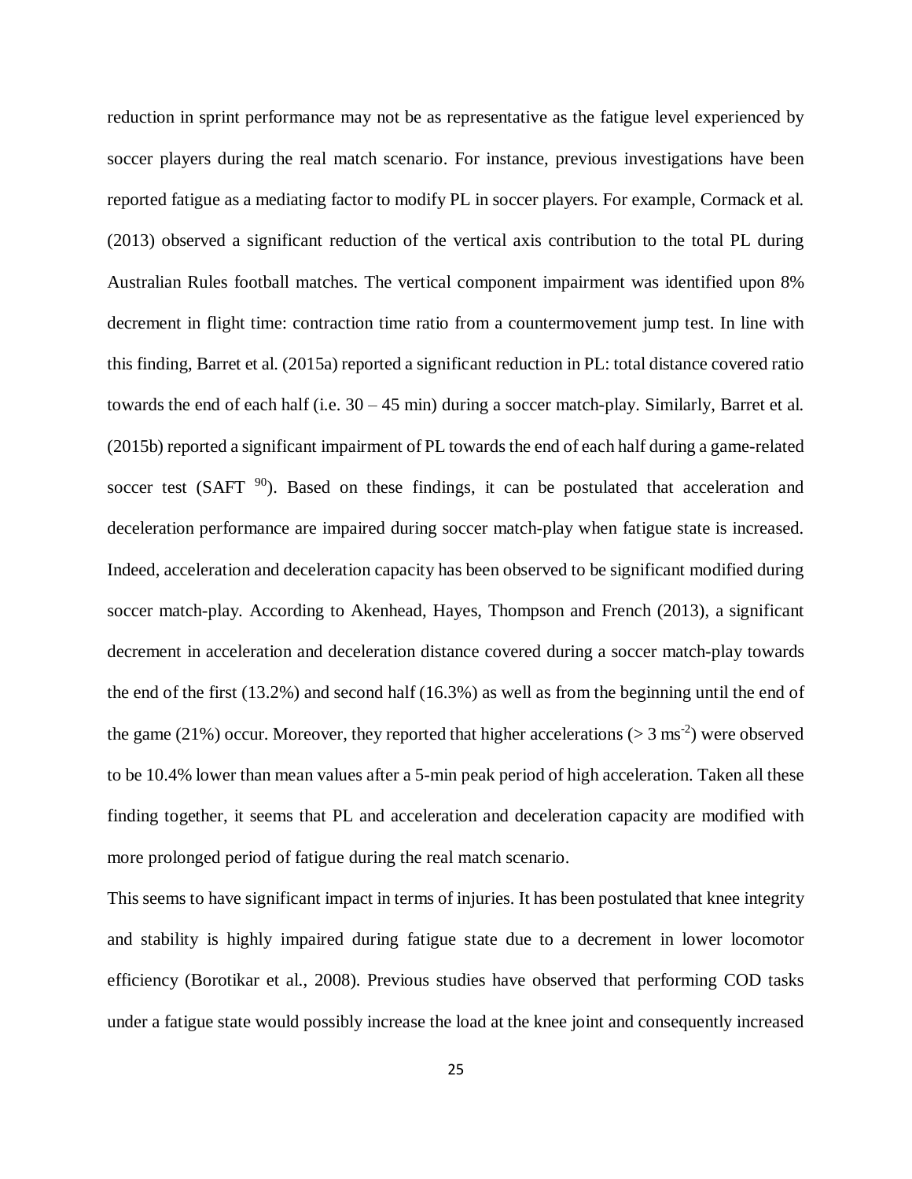reduction in sprint performance may not be as representative as the fatigue level experienced by soccer players during the real match scenario. For instance, previous investigations have been reported fatigue as a mediating factor to modify PL in soccer players. For example, Cormack et al. (2013) observed a significant reduction of the vertical axis contribution to the total PL during Australian Rules football matches. The vertical component impairment was identified upon 8% decrement in flight time: contraction time ratio from a countermovement jump test. In line with this finding, Barret et al. (2015a) reported a significant reduction in PL: total distance covered ratio towards the end of each half (i.e. 30 – 45 min) during a soccer match-play. Similarly, Barret et al. (2015b) reported a significant impairment of PL towards the end of each half during a game-related soccer test (SAFT [90]). Based on these findings, it can be postulated that acceleration and deceleration performance are impaired during soccer match-play when fatigue state is increased. Indeed, acceleration and deceleration capacity has been observed to be significant modified during soccer match-play. According to Akenhead, Hayes, Thompson and French (2013), a significant decrement in acceleration and deceleration distance covered during a soccer match-play towards the end of the first (13.2%) and second half (16.3%) as well as from the beginning until the end of the game (21%) occur. Moreover, they reported that higher accelerations ($> 3\ ms^{-2}$) were observed to be 10.4% lower than mean values after a 5-min peak period of high acceleration. Taken all these finding together, it seems that PL and acceleration and deceleration capacity are modified with more prolonged period of fatigue during the real match scenario.

This seems to have significant impact in terms of injuries. It has been postulated that knee integrity and stability is highly impaired during fatigue state due to a decrement in lower locomotor efficiency (Borotikar et al., 2008). Previous studies have observed that performing COD tasks under a fatigue state would possibly increase the load at the knee joint and consequently increased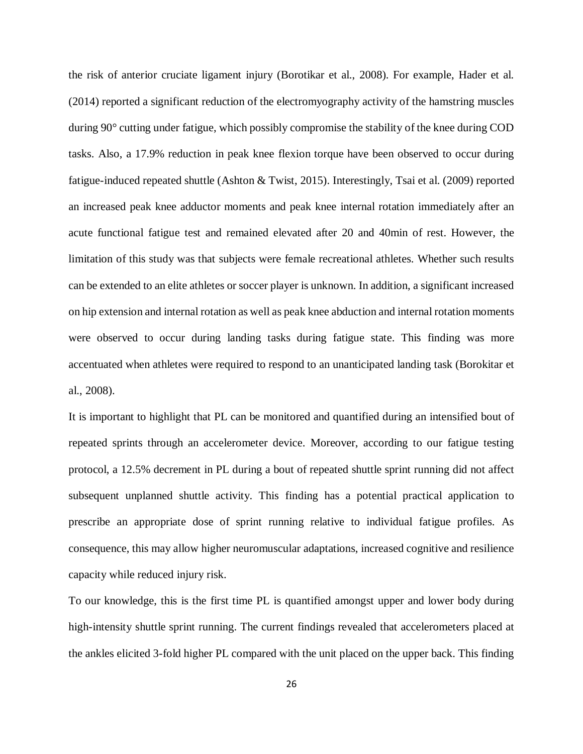the risk of anterior cruciate ligament injury (Borotikar et al., 2008). For example, Hader et al. (2014) reported a significant reduction of the electromyography activity of the hamstring muscles during 90° cutting under fatigue, which possibly compromise the stability of the knee during COD tasks. Also, a 17.9% reduction in peak knee flexion torque have been observed to occur during fatigue-induced repeated shuttle (Ashton & Twist, 2015). Interestingly, Tsai et al. (2009) reported an increased peak knee adductor moments and peak knee internal rotation immediately after an acute functional fatigue test and remained elevated after 20 and 40min of rest. However, the limitation of this study was that subjects were female recreational athletes. Whether such results can be extended to an elite athletes or soccer player is unknown. In addition, a significant increased on hip extension and internal rotation as well as peak knee abduction and internal rotation moments were observed to occur during landing tasks during fatigue state. This finding was more accentuated when athletes were required to respond to an unanticipated landing task (Borokitar et al., 2008).

It is important to highlight that PL can be monitored and quantified during an intensified bout of repeated sprints through an accelerometer device. Moreover, according to our fatigue testing protocol, a 12.5% decrement in PL during a bout of repeated shuttle sprint running did not affect subsequent unplanned shuttle activity. This finding has a potential practical application to prescribe an appropriate dose of sprint running relative to individual fatigue profiles. As consequence, this may allow higher neuromuscular adaptations, increased cognitive and resilience capacity while reduced injury risk.

To our knowledge, this is the first time PL is quantified amongst upper and lower body during high-intensity shuttle sprint running. The current findings revealed that accelerometers placed at the ankles elicited 3-fold higher PL compared with the unit placed on the upper back. This finding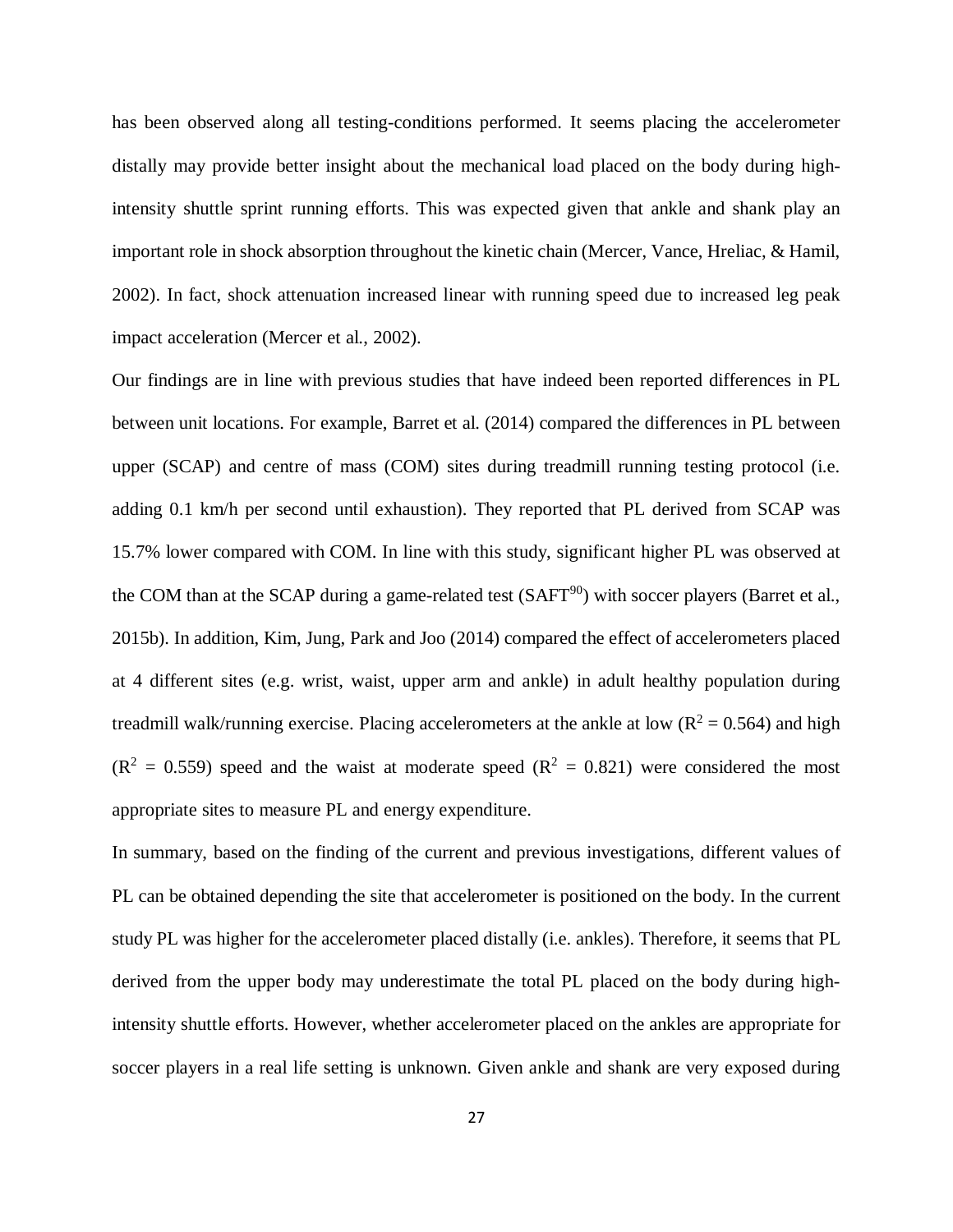has been observed along all testing-conditions performed. It seems placing the accelerometer distally may provide better insight about the mechanical load placed on the body during high-intensity shuttle sprint running efforts. This was expected given that ankle and shank play an important role in shock absorption throughout the kinetic chain (Mercer, Vance, Hreliac, & Hamil, 2002). In fact, shock attenuation increased linear with running speed due to increased leg peak impact acceleration (Mercer et al., 2002).

Our findings are in line with previous studies that have indeed been reported differences in PL between unit locations. For example, Barret et al. (2014) compared the differences in PL between upper (SCAP) and centre of mass (COM) sites during treadmill running testing protocol (i.e. adding 0.1 km/h per second until exhaustion). They reported that PL derived from SCAP was 15.7% lower compared with COM. In line with this study, significant higher PL was observed at the COM than at the SCAP during a game-related test ($SAFT^{90}$) with soccer players (Barret et al., 2015b). In addition, Kim, Jung, Park and Joo (2014) compared the effect of accelerometers placed at 4 different sites (e.g. wrist, waist, upper arm and ankle) in adult healthy population during treadmill walk/running exercise. Placing accelerometers at the ankle at low ($R^2$ = 0.564) and high ($R^2$ = 0.559) speed and the waist at moderate speed ($R^2$ = 0.821) were considered the most appropriate sites to measure PL and energy expenditure.

In summary, based on the finding of the current and previous investigations, different values of PL can be obtained depending the site that accelerometer is positioned on the body. In the current study PL was higher for the accelerometer placed distally (i.e. ankles). Therefore, it seems that PL derived from the upper body may underestimate the total PL placed on the body during high-intensity shuttle efforts. However, whether accelerometer placed on the ankles are appropriate for soccer players in a real life setting is unknown. Given ankle and shank are very exposed during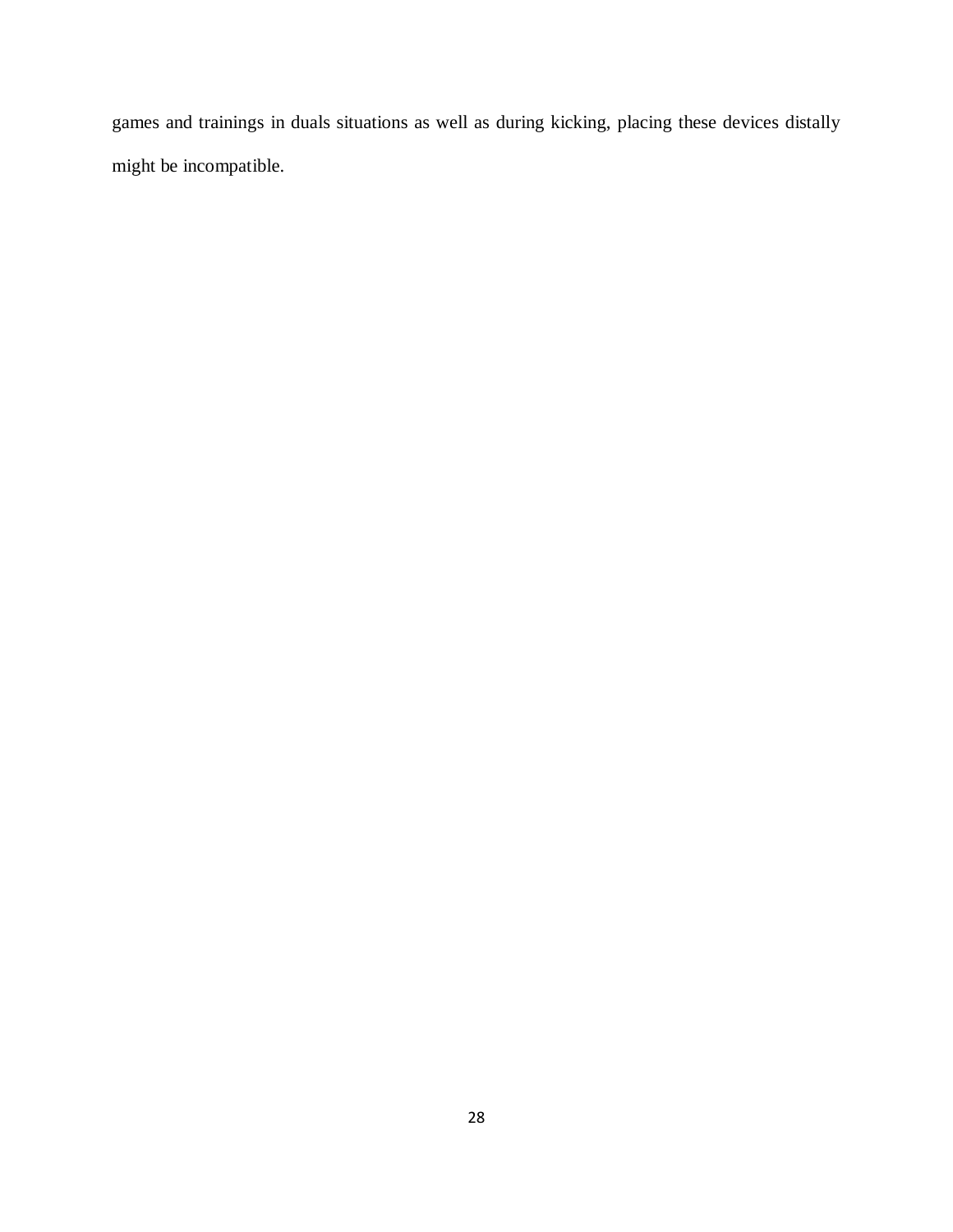games and trainings in duals situations as well as during kicking, placing these devices distally might be incompatible.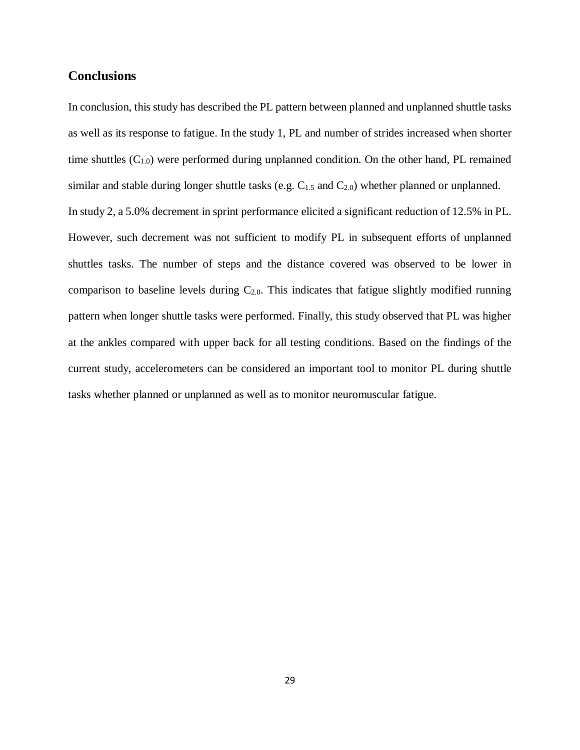## Conclusions

In conclusion, this study has described the PL pattern between planned and unplanned shuttle tasks as well as its response to fatigue. In the study 1, PL and number of strides increased when shorter time shuttles ($C_{1.0}$) were performed during unplanned condition. On the other hand, PL remained similar and stable during longer shuttle tasks (e.g. $C_{1.5}$ and $C_{2.0}$) whether planned or unplanned. In study 2, a 5.0% decrement in sprint performance elicited a significant reduction of 12.5% in PL. However, such decrement was not sufficient to modify PL in subsequent efforts of unplanned shuttles tasks. The number of steps and the distance covered was observed to be lower in comparison to baseline levels during $C_{2.0}$. This indicates that fatigue slightly modified running pattern when longer shuttle tasks were performed. Finally, this study observed that PL was higher at the ankles compared with upper back for all testing conditions. Based on the findings of the current study, accelerometers can be considered an important tool to monitor PL during shuttle tasks whether planned or unplanned as well as to monitor neuromuscular fatigue.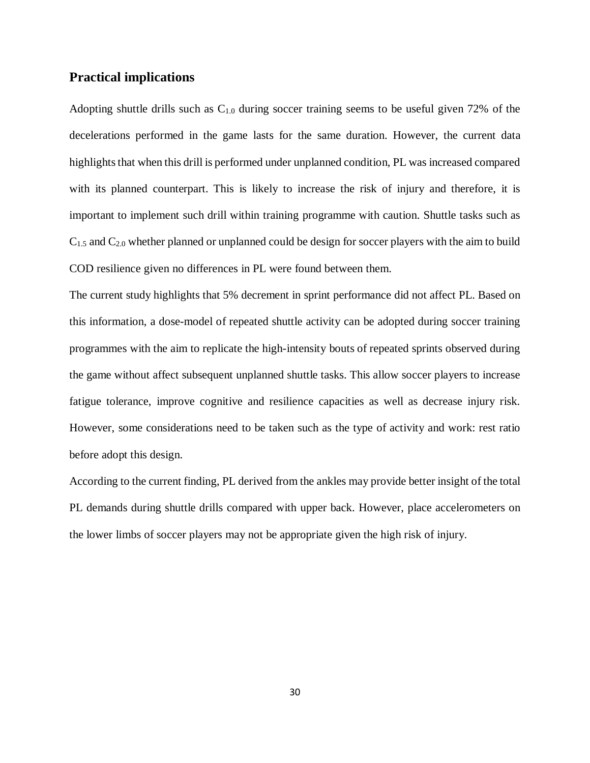## Practical implications

Adopting shuttle drills such as $C_{1.0}$ during soccer training seems to be useful given 72% of the decelerations performed in the game lasts for the same duration. However, the current data highlights that when this drill is performed under unplanned condition, PL was increased compared with its planned counterpart. This is likely to increase the risk of injury and therefore, it is important to implement such drill within training programme with caution. Shuttle tasks such as $C_{1.5}$ and $C_{2.0}$ whether planned or unplanned could be design for soccer players with the aim to build COD resilience given no differences in PL were found between them.

The current study highlights that 5% decrement in sprint performance did not affect PL. Based on this information, a dose-model of repeated shuttle activity can be adopted during soccer training programmes with the aim to replicate the high-intensity bouts of repeated sprints observed during the game without affect subsequent unplanned shuttle tasks. This allow soccer players to increase fatigue tolerance, improve cognitive and resilience capacities as well as decrease injury risk. However, some considerations need to be taken such as the type of activity and work: rest ratio before adopt this design.

According to the current finding, PL derived from the ankles may provide better insight of the total PL demands during shuttle drills compared with upper back. However, place accelerometers on the lower limbs of soccer players may not be appropriate given the high risk of injury.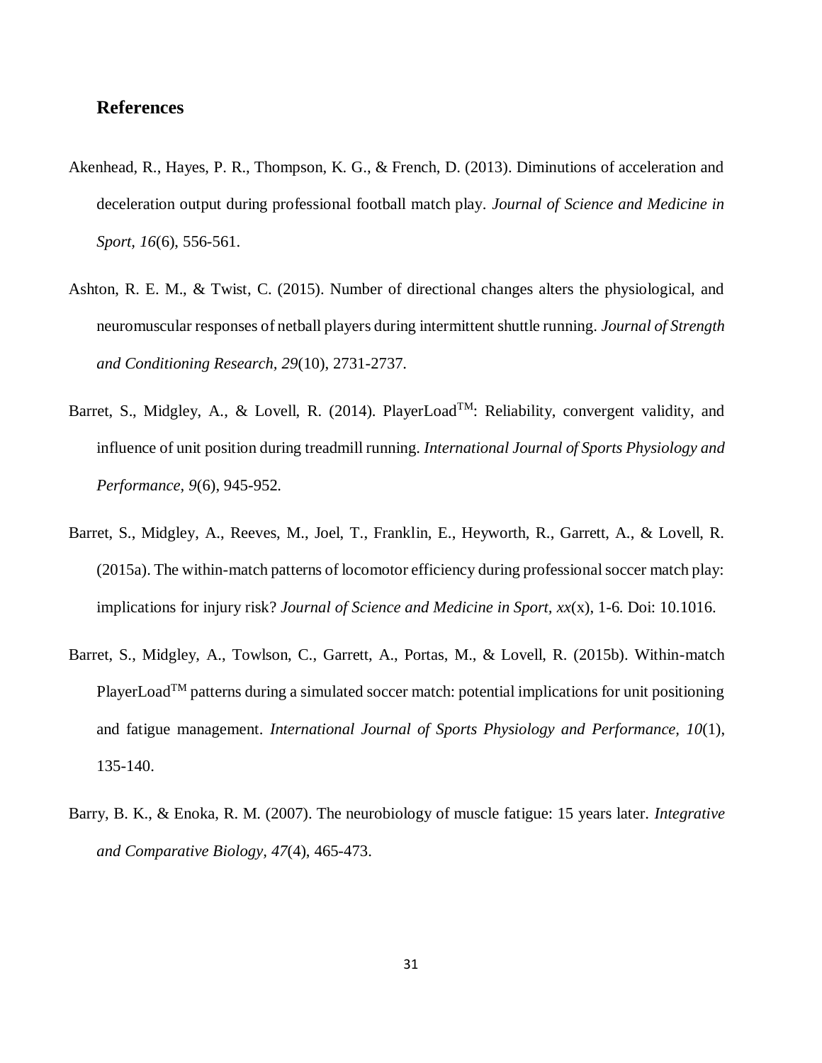## References

Akenhead, R., Hayes, P. R., Thompson, K. G., & French, D. (2013). Diminutions of acceleration and deceleration output during professional football match play. *Journal of Science and Medicine in Sport, 16*(6), 556-561.

Ashton, R. E. M., & Twist, C. (2015). Number of directional changes alters the physiological, and neuromuscular responses of netball players during intermittent shuttle running. *Journal of Strength and Conditioning Research, 29*(10), 2731-2737.

Barret, S., Midgley, A., & Lovell, R. (2014). PlayerLoad™: Reliability, convergent validity, and influence of unit position during treadmill running. *International Journal of Sports Physiology and Performance, 9*(6), 945-952.

Barret, S., Midgley, A., Reeves, M., Joel, T., Franklin, E., Heyworth, R., Garrett, A., & Lovell, R. (2015a). The within-match patterns of locomotor efficiency during professional soccer match play: implications for injury risk? *Journal of Science and Medicine in Sport, xx*(x), 1-6. Doi: 10.1016.

Barret, S., Midgley, A., Towlson, C., Garrett, A., Portas, M., & Lovell, R. (2015b). Within-match PlayerLoad™ patterns during a simulated soccer match: potential implications for unit positioning and fatigue management. *International Journal of Sports Physiology and Performance, 10*(1), 135-140.

Barry, B. K., & Enoka, R. M. (2007). The neurobiology of muscle fatigue: 15 years later. *Integrative and Comparative Biology, 47*(4), 465-473.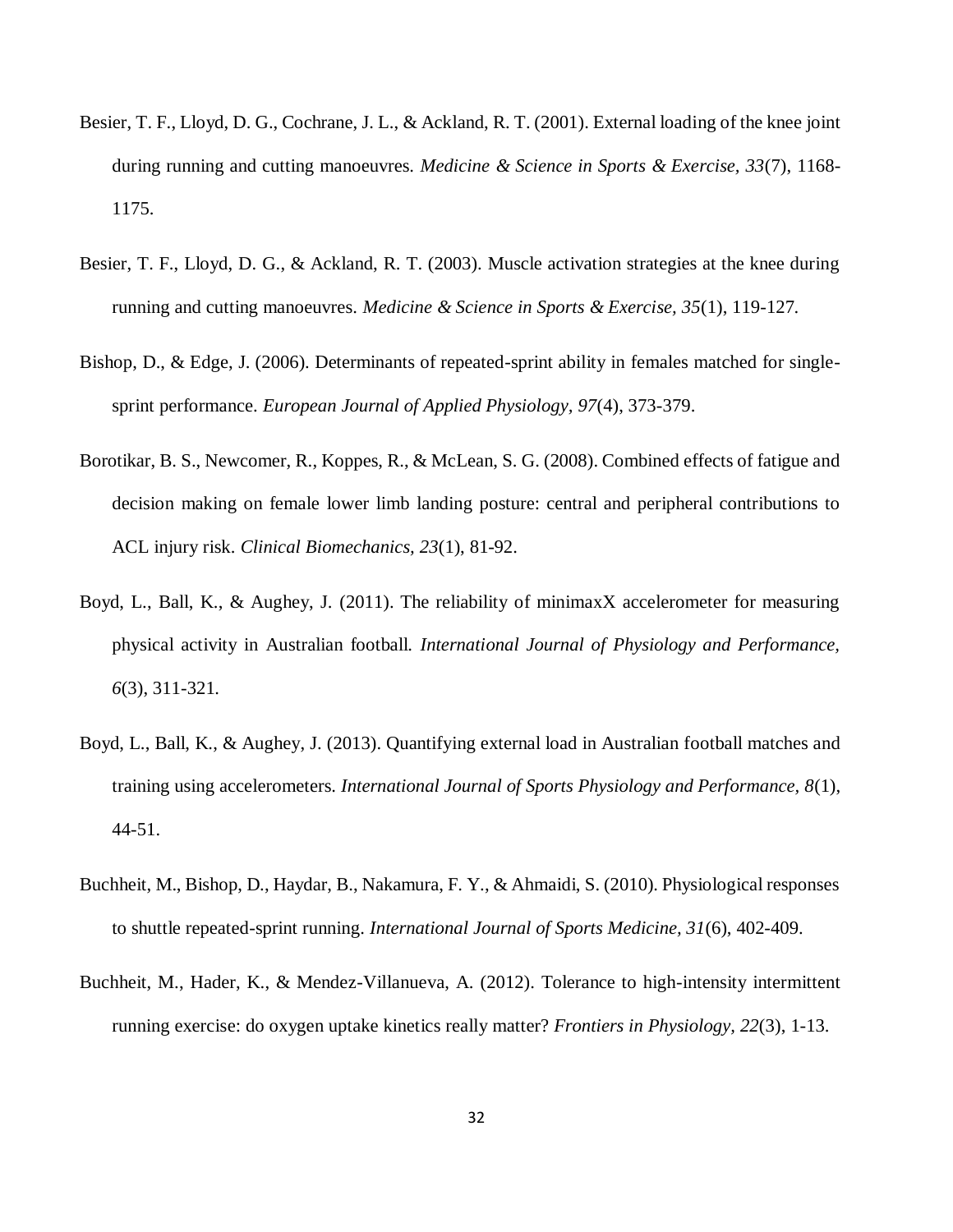Besier, T. F., Lloyd, D. G., Cochrane, J. L., & Ackland, R. T. (2001). External loading of the knee joint during running and cutting manoeuvres. *Medicine & Science in Sports & Exercise*, *33*(7), 1168-1175.

Besier, T. F., Lloyd, D. G., & Ackland, R. T. (2003). Muscle activation strategies at the knee during running and cutting manoeuvres. *Medicine & Science in Sports & Exercise, 35*(1), 119-127.

Bishop, D., & Edge, J. (2006). Determinants of repeated-sprint ability in females matched for single-sprint performance. *European Journal of Applied Physiology*, *97*(4), 373-379.

Borotikar, B. S., Newcomer, R., Koppes, R., & McLean, S. G. (2008). Combined effects of fatigue and decision making on female lower limb landing posture: central and peripheral contributions to ACL injury risk. *Clinical Biomechanics, 23*(1), 81-92.

Boyd, L., Ball, K., & Aughey, J. (2011). The reliability of minimaxX accelerometer for measuring physical activity in Australian football. *International Journal of Physiology and Performance, 6*(3), 311-321.

Boyd, L., Ball, K., & Aughey, J. (2013). Quantifying external load in Australian football matches and training using accelerometers. *International Journal of Sports Physiology and Performance*, *8*(1), 44-51.

Buchheit, M., Bishop, D., Haydar, B., Nakamura, F. Y., & Ahmaidi, S. (2010). Physiological responses to shuttle repeated-sprint running. *International Journal of Sports Medicine*, *31*(6), 402-409.

Buchheit, M., Hader, K., & Mendez-Villanueva, A. (2012). Tolerance to high-intensity intermittent running exercise: do oxygen uptake kinetics really matter? *Frontiers in Physiology, 22*(3), 1-13.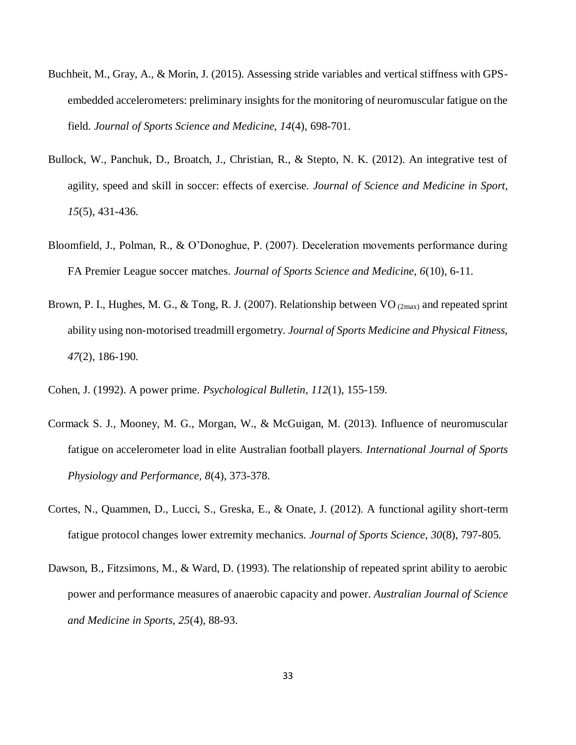Buchheit, M., Gray, A., & Morin, J. (2015). Assessing stride variables and vertical stiffness with GPS-embedded accelerometers: preliminary insights for the monitoring of neuromuscular fatigue on the field. *Journal of Sports Science and Medicine, 14*(4), 698-701.

Bullock, W., Panchuk, D., Broatch, J., Christian, R., & Stepto, N. K. (2012). An integrative test of agility, speed and skill in soccer: effects of exercise. *Journal of Science and Medicine in Sport, 15*(5), 431-436.

Bloomfield, J., Polman, R., & O'Donoghue, P. (2007). Deceleration movements performance during FA Premier League soccer matches. *Journal of Sports Science and Medicine, 6*(10), 6-11.

Brown, P. I., Hughes, M. G., & Tong, R. J. (2007). Relationship between $VO_{(2max)}$ and repeated sprint ability using non-motorised treadmill ergometry. *Journal of Sports Medicine and Physical Fitness, 47*(2), 186-190.

Cohen, J. (1992). A power prime. *Psychological Bulletin, 112*(1), 155-159.

Cormack S. J., Mooney, M. G., Morgan, W., & McGuigan, M. (2013). Influence of neuromuscular fatigue on accelerometer load in elite Australian football players. *International Journal of Sports Physiology and Performance, 8*(4), 373-378.

Cortes, N., Quammen, D., Lucci, S., Greska, E., & Onate, J. (2012). A functional agility short-term fatigue protocol changes lower extremity mechanics. *Journal of Sports Science, 30*(8), 797-805.

Dawson, B., Fitzsimons, M., & Ward, D. (1993). The relationship of repeated sprint ability to aerobic power and performance measures of anaerobic capacity and power. *Australian Journal of Science and Medicine in Sports, 25*(4), 88-93.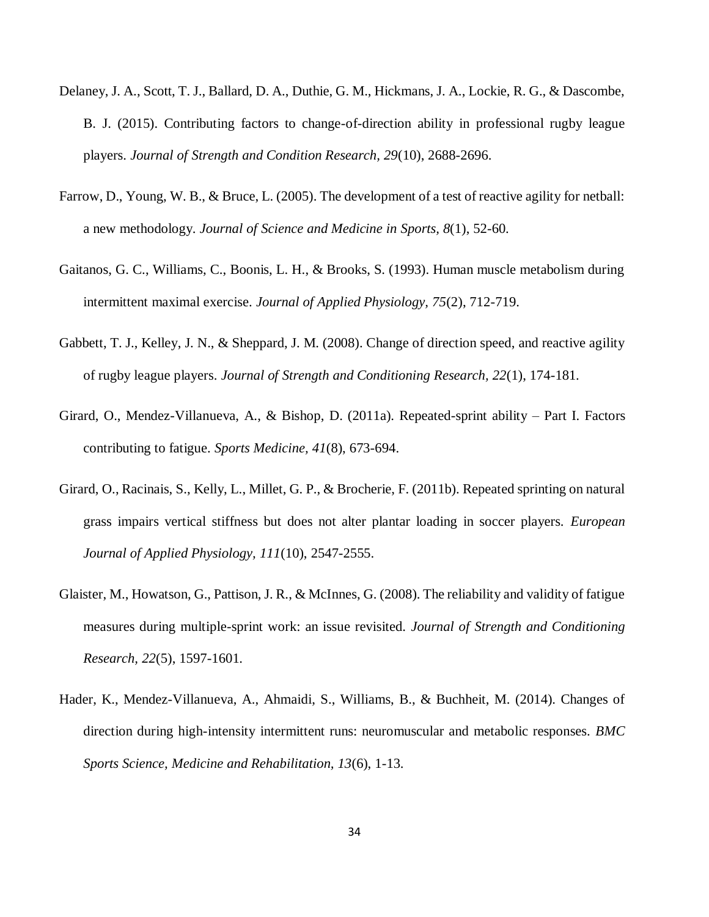Delaney, J. A., Scott, T. J., Ballard, D. A., Duthie, G. M., Hickmans, J. A., Lockie, R. G., & Dascombe, B. J. (2015). Contributing factors to change-of-direction ability in professional rugby league players. *Journal of Strength and Condition Research, 29*(10), 2688-2696.

Farrow, D., Young, W. B., & Bruce, L. (2005). The development of a test of reactive agility for netball: a new methodology. *Journal of Science and Medicine in Sports, 8*(1), 52-60.

Gaitanos, G. C., Williams, C., Boonis, L. H., & Brooks, S. (1993). Human muscle metabolism during intermittent maximal exercise. *Journal of Applied Physiology, 75*(2), 712-719.

Gabbett, T. J., Kelley, J. N., & Sheppard, J. M. (2008). Change of direction speed, and reactive agility of rugby league players. *Journal of Strength and Conditioning Research, 22*(1), 174-181.

Girard, O., Mendez-Villanueva, A., & Bishop, D. (2011a). Repeated-sprint ability – Part I. Factors contributing to fatigue. *Sports Medicine, 41*(8), 673-694.

Girard, O., Racinais, S., Kelly, L., Millet, G. P., & Brocherie, F. (2011b). Repeated sprinting on natural grass impairs vertical stiffness but does not alter plantar loading in soccer players. *European Journal of Applied Physiology, 111*(10), 2547-2555.

Glaister, M., Howatson, G., Pattison, J. R., & McInnes, G. (2008). The reliability and validity of fatigue measures during multiple-sprint work: an issue revisited. *Journal of Strength and Conditioning Research, 22*(5), 1597-1601.

Hader, K., Mendez-Villanueva, A., Ahmaidi, S., Williams, B., & Buchheit, M. (2014). Changes of direction during high-intensity intermittent runs: neuromuscular and metabolic responses. *BMC Sports Science, Medicine and Rehabilitation, 13*(6), 1-13.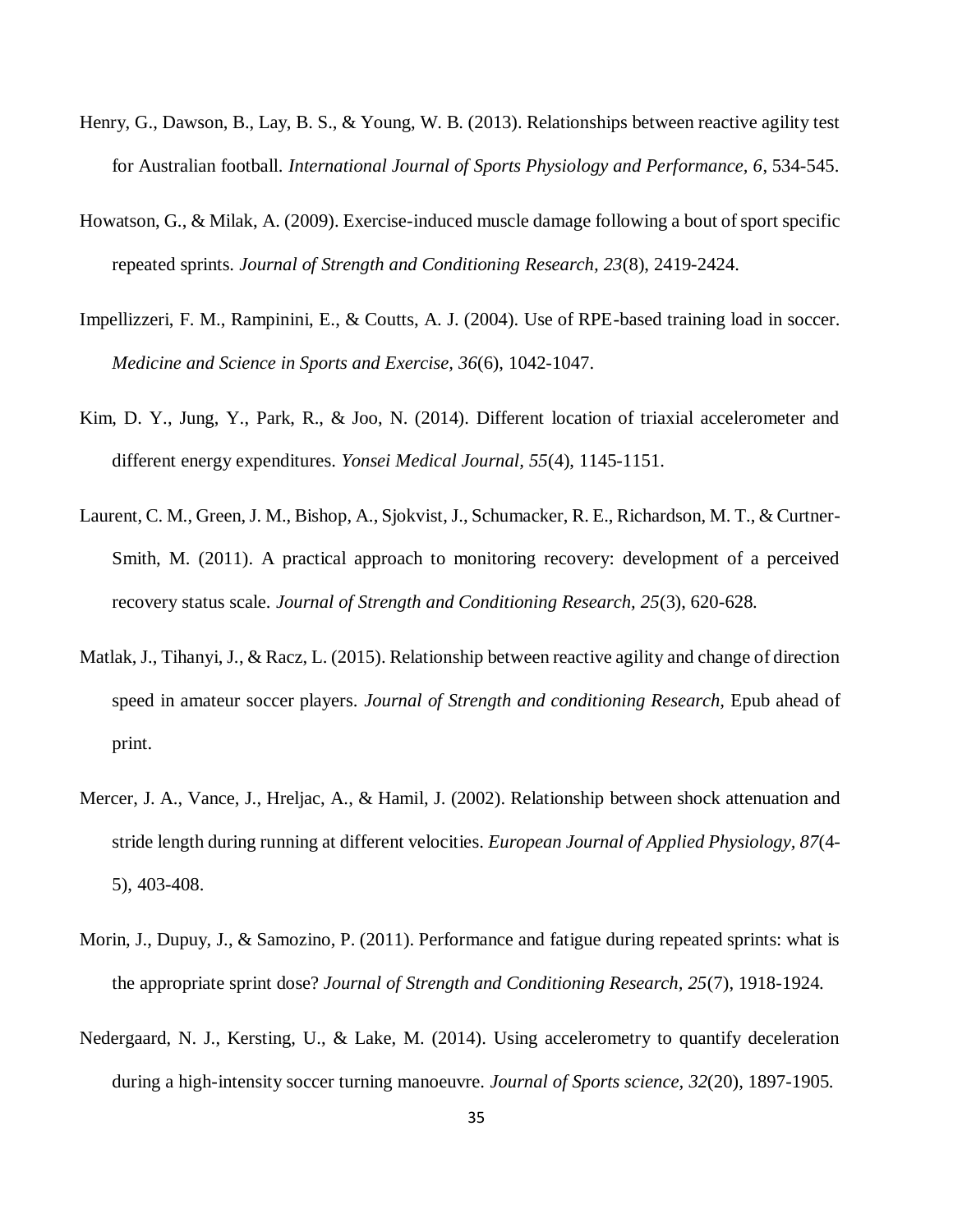Henry, G., Dawson, B., Lay, B. S., & Young, W. B. (2013). Relationships between reactive agility test for Australian football. *International Journal of Sports Physiology and Performance, 6*, 534-545.

Howatson, G., & Milak, A. (2009). Exercise-induced muscle damage following a bout of sport specific repeated sprints. *Journal of Strength and Conditioning Research, 23*(8), 2419-2424.

Impellizzeri, F. M., Rampinini, E., & Coutts, A. J. (2004). Use of RPE-based training load in soccer. *Medicine and Science in Sports and Exercise, 36*(6), 1042-1047.

Kim, D. Y., Jung, Y., Park, R., & Joo, N. (2014). Different location of triaxial accelerometer and different energy expenditures. *Yonsei Medical Journal, 55*(4), 1145-1151.

Laurent, C. M., Green, J. M., Bishop, A., Sjokvist, J., Schumacker, R. E., Richardson, M. T., & Curtner-Smith, M. (2011). A practical approach to monitoring recovery: development of a perceived recovery status scale. *Journal of Strength and Conditioning Research, 25*(3), 620-628.

Matlak, J., Tihanyi, J., & Racz, L. (2015). Relationship between reactive agility and change of direction speed in amateur soccer players. *Journal of Strength and conditioning Research,* Epub ahead of print.

Mercer, J. A., Vance, J., Hreljac, A., & Hamil, J. (2002). Relationship between shock attenuation and stride length during running at different velocities. *European Journal of Applied Physiology, 87*(4-5), 403-408.

Morin, J., Dupuy, J., & Samozino, P. (2011). Performance and fatigue during repeated sprints: what is the appropriate sprint dose? *Journal of Strength and Conditioning Research, 25*(7), 1918-1924.

Nedergaard, N. J., Kersting, U., & Lake, M. (2014). Using accelerometry to quantify deceleration during a high-intensity soccer turning manoeuvre. *Journal of Sports science, 32*(20), 1897-1905.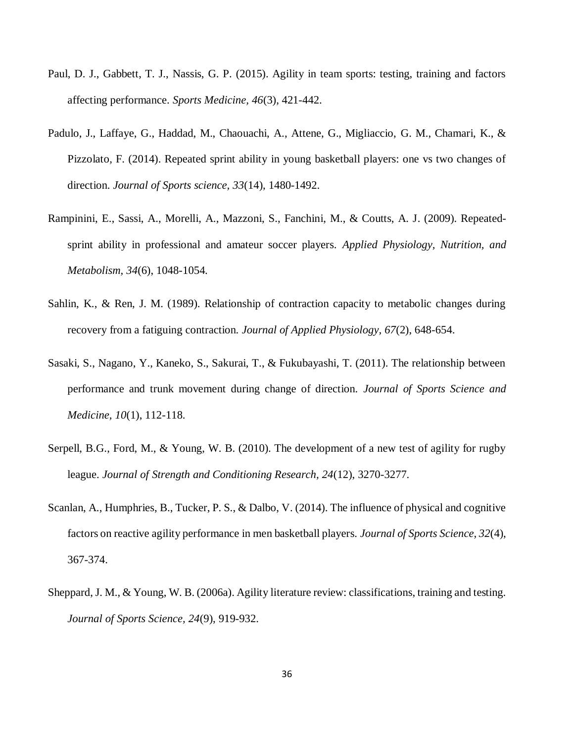Paul, D. J., Gabbett, T. J., Nassis, G. P. (2015). Agility in team sports: testing, training and factors affecting performance. *Sports Medicine, 46*(3), 421-442.

Padulo, J., Laffaye, G., Haddad, M., Chaouachi, A., Attene, G., Migliaccio, G. M., Chamari, K., & Pizzolato, F. (2014). Repeated sprint ability in young basketball players: one vs two changes of direction. *Journal of Sports science, 33*(14), 1480-1492.

Rampinini, E., Sassi, A., Morelli, A., Mazzoni, S., Fanchini, M., & Coutts, A. J. (2009). Repeated-sprint ability in professional and amateur soccer players. *Applied Physiology, Nutrition, and Metabolism, 34*(6), 1048-1054.

Sahlin, K., & Ren, J. M. (1989). Relationship of contraction capacity to metabolic changes during recovery from a fatiguing contraction. *Journal of Applied Physiology, 67*(2), 648-654.

Sasaki, S., Nagano, Y., Kaneko, S., Sakurai, T., & Fukubayashi, T. (2011). The relationship between performance and trunk movement during change of direction. *Journal of Sports Science and Medicine, 10*(1), 112-118.

Serpell, B.G., Ford, M., & Young, W. B. (2010). The development of a new test of agility for rugby league. *Journal of Strength and Conditioning Research, 24*(12), 3270-3277.

Scanlan, A., Humphries, B., Tucker, P. S., & Dalbo, V. (2014). The influence of physical and cognitive factors on reactive agility performance in men basketball players. *Journal of Sports Science, 32*(4), 367-374.

Sheppard, J. M., & Young, W. B. (2006a). Agility literature review: classifications, training and testing. *Journal of Sports Science, 24*(9), 919-932.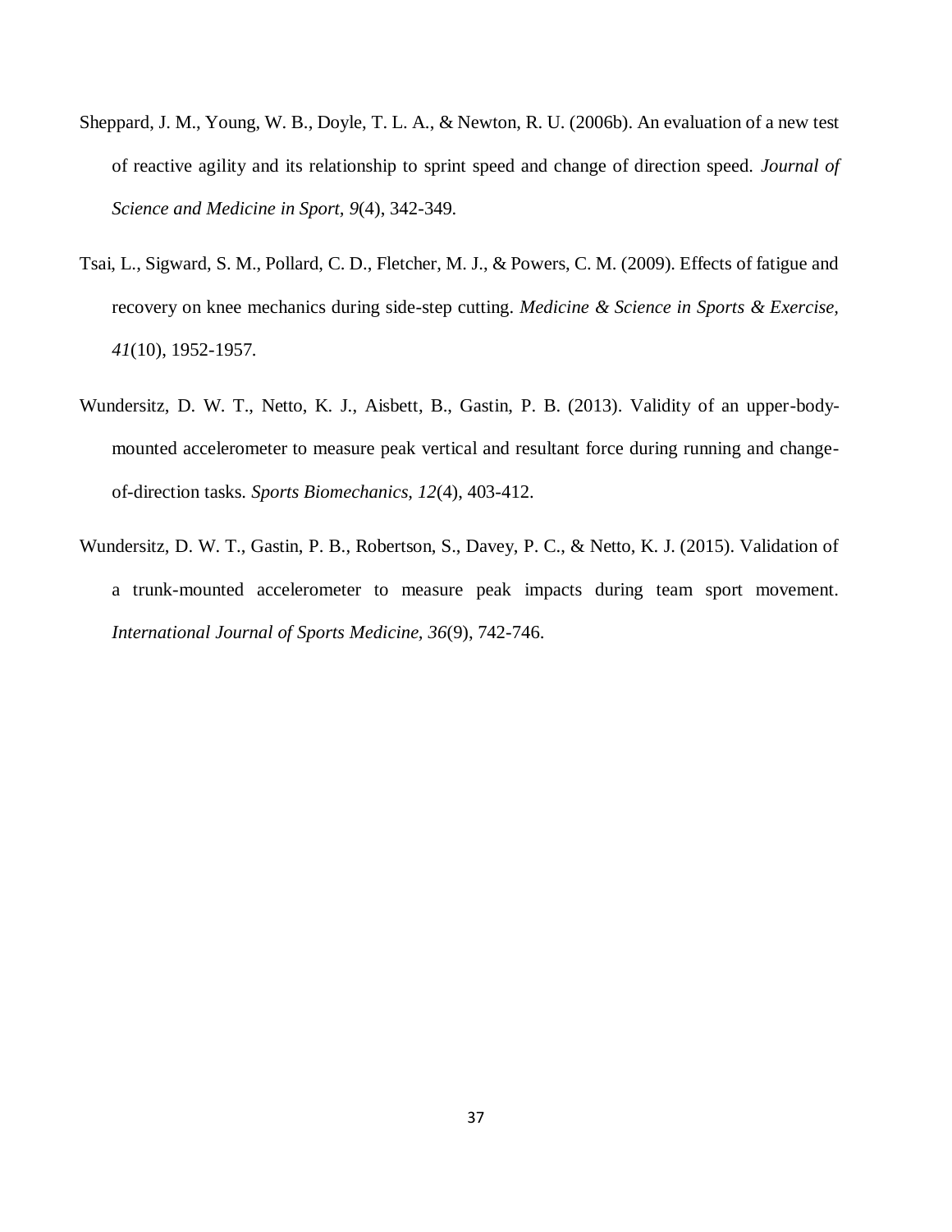Sheppard, J. M., Young, W. B., Doyle, T. L. A., & Newton, R. U. (2006b). An evaluation of a new test of reactive agility and its relationship to sprint speed and change of direction speed. *Journal of Science and Medicine in Sport, 9*(4), 342-349.

Tsai, L., Sigward, S. M., Pollard, C. D., Fletcher, M. J., & Powers, C. M. (2009). Effects of fatigue and recovery on knee mechanics during side-step cutting. *Medicine & Science in Sports & Exercise, 41*(10), 1952-1957.

Wundersitz, D. W. T., Netto, K. J., Aisbett, B., Gastin, P. B. (2013). Validity of an upper-body-mounted accelerometer to measure peak vertical and resultant force during running and change-of-direction tasks. *Sports Biomechanics, 12*(4), 403-412.

Wundersitz, D. W. T., Gastin, P. B., Robertson, S., Davey, P. C., & Netto, K. J. (2015). Validation of a trunk-mounted accelerometer to measure peak impacts during team sport movement. *International Journal of Sports Medicine, 36*(9), 742-746.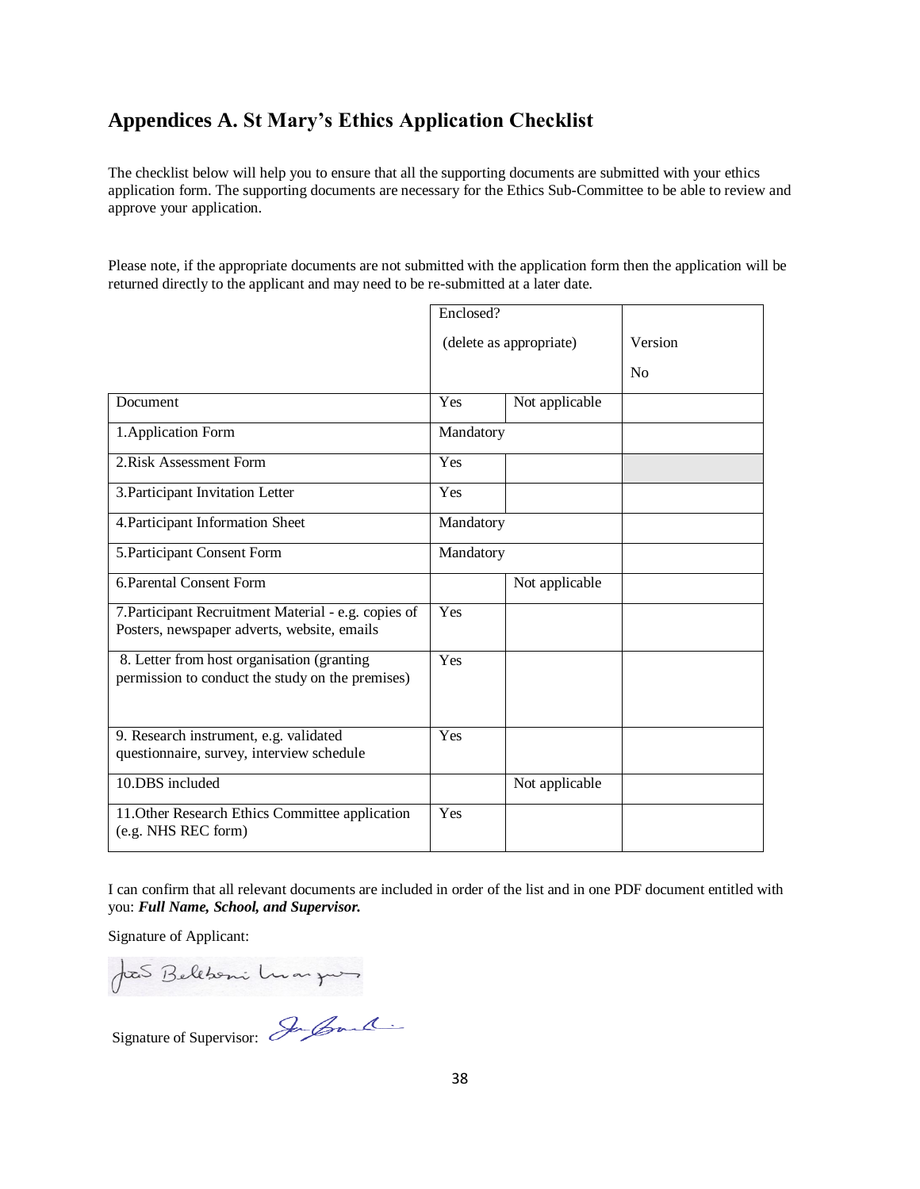## Appendices A. St Mary's Ethics Application Checklist

The checklist below will help you to ensure that all the supporting documents are submitted with your ethics application form. The supporting documents are necessary for the Ethics Sub-Committee to be able to review and approve your application.

Please note, if the appropriate documents are not submitted with the application form then the application will be returned directly to the applicant and may need to be re-submitted at a later date.

| | Enclosed? (delete as appropriate) | | Version No |
|---|---|---|---|
| Document | Yes | Not applicable | |
| 1.Application Form | Mandatory | | |
| 2.Risk Assessment Form | Yes | | |
| 3.Participant Invitation Letter | Yes | | |
| 4.Participant Information Sheet | Mandatory | | |
| 5.Participant Consent Form | Mandatory | | |
| 6.Parental Consent Form | | Not applicable | |
| 7.Participant Recruitment Material - e.g. copies of Posters, newspaper adverts, website, emails | Yes | | |
| 8. Letter from host organisation (granting permission to conduct the study on the premises) | Yes | | |
| 9. Research instrument, e.g. validated questionnaire, survey, interview schedule | Yes | | |
| 10.DBS included | | Not applicable | |
| 11.Other Research Ethics Committee application (e.g. NHS REC form) | Yes | | |

I can confirm that all relevant documents are included in order of the list and in one PDF document entitled with you: ***Full Name, School, and Supervisor.***

Signature of Applicant:

Signature of Supervisor: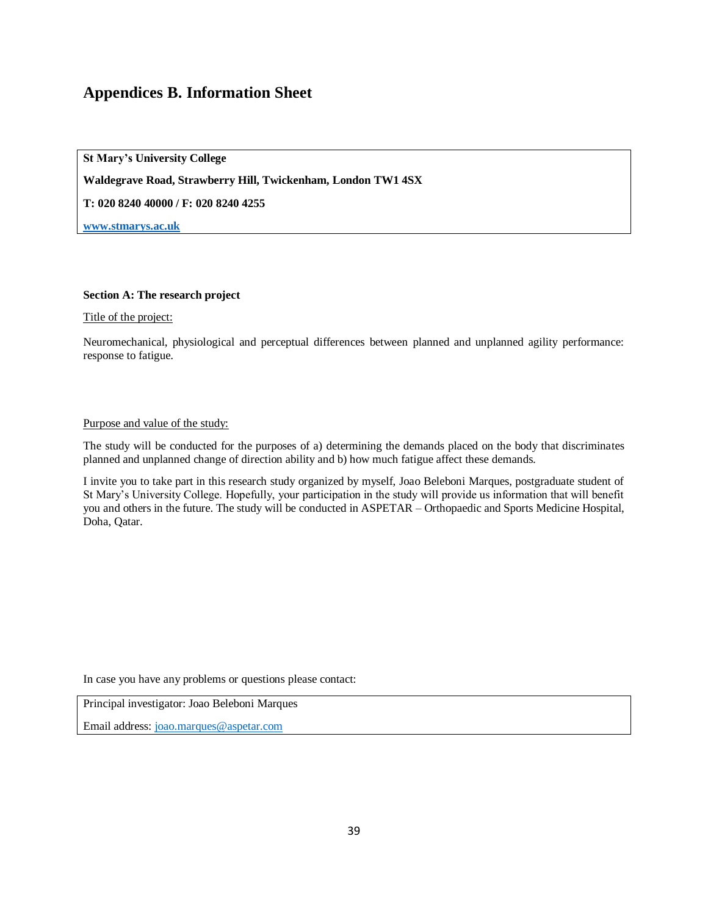# Appendices B. Information Sheet

**St Mary's University College**

**Waldegrave Road, Strawberry Hill, Twickenham, London TW1 4SX**

**T: 020 8240 40000 / F: 020 8240 4255**

**www.stmarys.ac.uk**

**Section A: The research project**

Title of the project:

Neuromechanical, physiological and perceptual differences between planned and unplanned agility performance: response to fatigue.

Purpose and value of the study:

The study will be conducted for the purposes of a) determining the demands placed on the body that discriminates planned and unplanned change of direction ability and b) how much fatigue affect these demands.

I invite you to take part in this research study organized by myself, Joao Beleboni Marques, postgraduate student of St Mary's University College. Hopefully, your participation in the study will provide us information that will benefit you and others in the future. The study will be conducted in ASPETAR – Orthopaedic and Sports Medicine Hospital, Doha, Qatar.

In case you have any problems or questions please contact:

Principal investigator: Joao Beleboni Marques

Email address: joao.marques@aspetar.com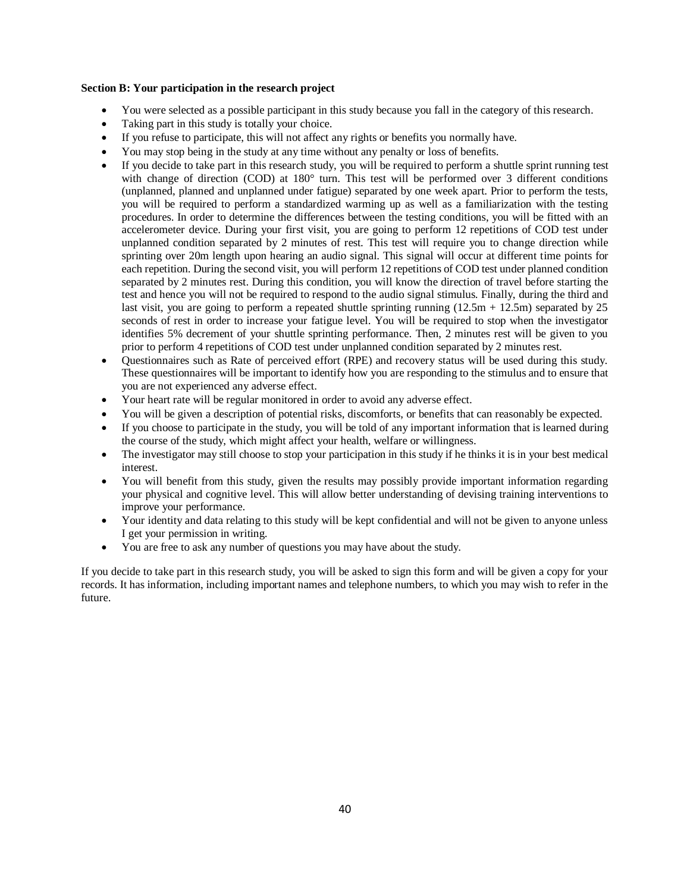**Section B: Your participation in the research project**

- You were selected as a possible participant in this study because you fall in the category of this research.
- Taking part in this study is totally your choice.
- If you refuse to participate, this will not affect any rights or benefits you normally have.
- You may stop being in the study at any time without any penalty or loss of benefits.
- If you decide to take part in this research study, you will be required to perform a shuttle sprint running test with change of direction (COD) at 180° turn. This test will be performed over 3 different conditions (unplanned, planned and unplanned under fatigue) separated by one week apart. Prior to perform the tests, you will be required to perform a standardized warming up as well as a familiarization with the testing procedures. In order to determine the differences between the testing conditions, you will be fitted with an accelerometer device. During your first visit, you are going to perform 12 repetitions of COD test under unplanned condition separated by 2 minutes of rest. This test will require you to change direction while sprinting over 20m length upon hearing an audio signal. This signal will occur at different time points for each repetition. During the second visit, you will perform 12 repetitions of COD test under planned condition separated by 2 minutes rest. During this condition, you will know the direction of travel before starting the test and hence you will not be required to respond to the audio signal stimulus. Finally, during the third and last visit, you are going to perform a repeated shuttle sprinting running (12.5m + 12.5m) separated by 25 seconds of rest in order to increase your fatigue level. You will be required to stop when the investigator identifies 5% decrement of your shuttle sprinting performance. Then, 2 minutes rest will be given to you prior to perform 4 repetitions of COD test under unplanned condition separated by 2 minutes rest.
- Questionnaires such as Rate of perceived effort (RPE) and recovery status will be used during this study. These questionnaires will be important to identify how you are responding to the stimulus and to ensure that you are not experienced any adverse effect.
- Your heart rate will be regular monitored in order to avoid any adverse effect.
- You will be given a description of potential risks, discomforts, or benefits that can reasonably be expected.
- If you choose to participate in the study, you will be told of any important information that is learned during the course of the study, which might affect your health, welfare or willingness.
- The investigator may still choose to stop your participation in this study if he thinks it is in your best medical interest.
- You will benefit from this study, given the results may possibly provide important information regarding your physical and cognitive level. This will allow better understanding of devising training interventions to improve your performance.
- Your identity and data relating to this study will be kept confidential and will not be given to anyone unless I get your permission in writing.
- You are free to ask any number of questions you may have about the study.

If you decide to take part in this research study, you will be asked to sign this form and will be given a copy for your records. It has information, including important names and telephone numbers, to which you may wish to refer in the future.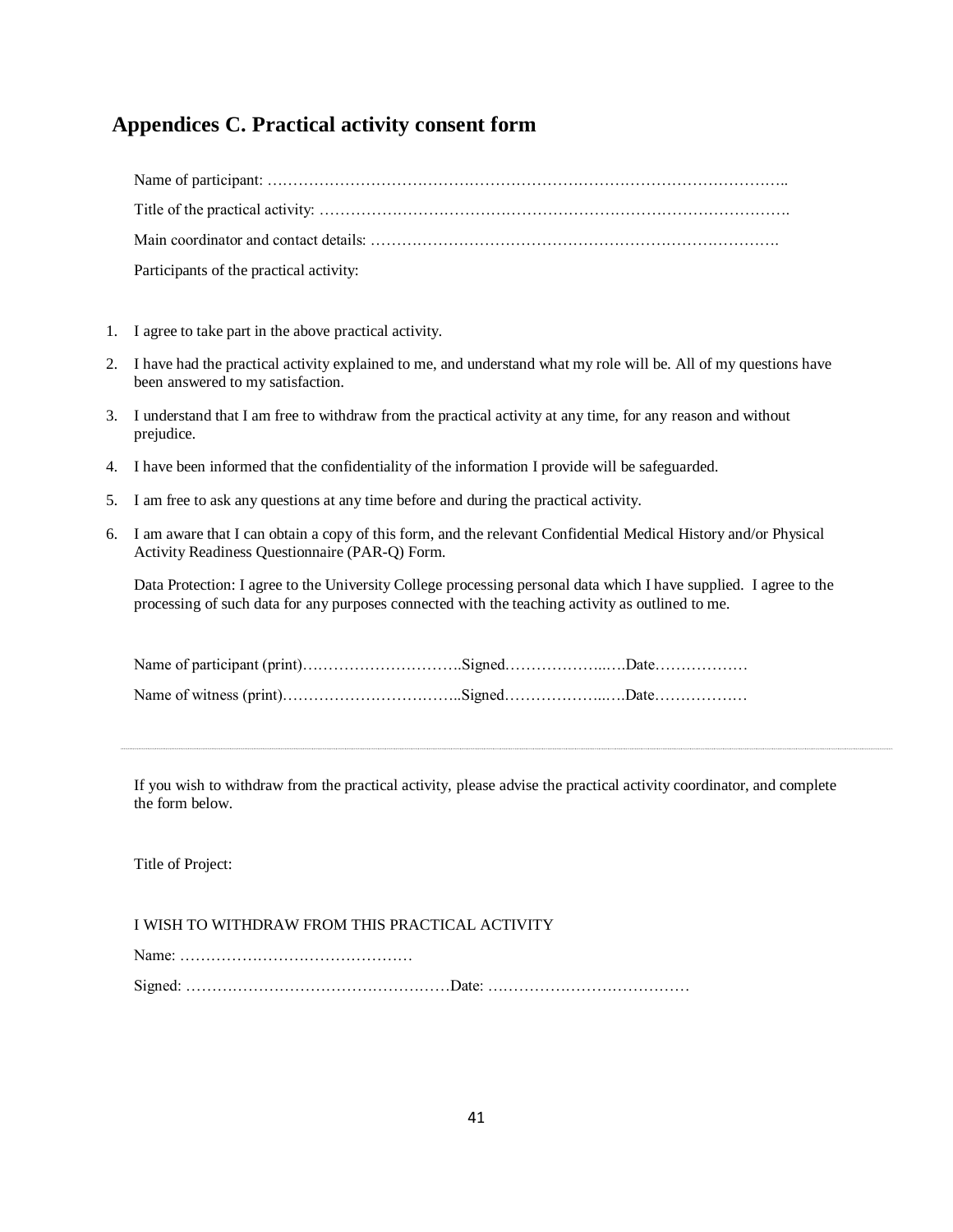## Appendices C. Practical activity consent form

Name of participant: ……………………………………………………………………………………………..

Title of the practical activity: ……………………………………………………………………………….

Main coordinator and contact details: …………………………………………………………………….

Participants of the practical activity:

1. I agree to take part in the above practical activity.
2. I have had the practical activity explained to me, and understand what my role will be. All of my questions have been answered to my satisfaction.
3. I understand that I am free to withdraw from the practical activity at any time, for any reason and without prejudice.
4. I have been informed that the confidentiality of the information I provide will be safeguarded.
5. I am free to ask any questions at any time before and during the practical activity.
6. I am aware that I can obtain a copy of this form, and the relevant Confidential Medical History and/or Physical Activity Readiness Questionnaire (PAR-Q) Form.

Data Protection: I agree to the University College processing personal data which I have supplied. I agree to the processing of such data for any purposes connected with the teaching activity as outlined to me.

Name of participant (print)…………………………..Signed………………..….Date………………

Name of witness (print)……………………………..Signed………………..….Date………………

---

If you wish to withdraw from the practical activity, please advise the practical activity coordinator, and complete the form below.

Title of Project:

I WISH TO WITHDRAW FROM THIS PRACTICAL ACTIVITY

Name: ………………………………………

Signed: ……………………………………………Date: …………………………………